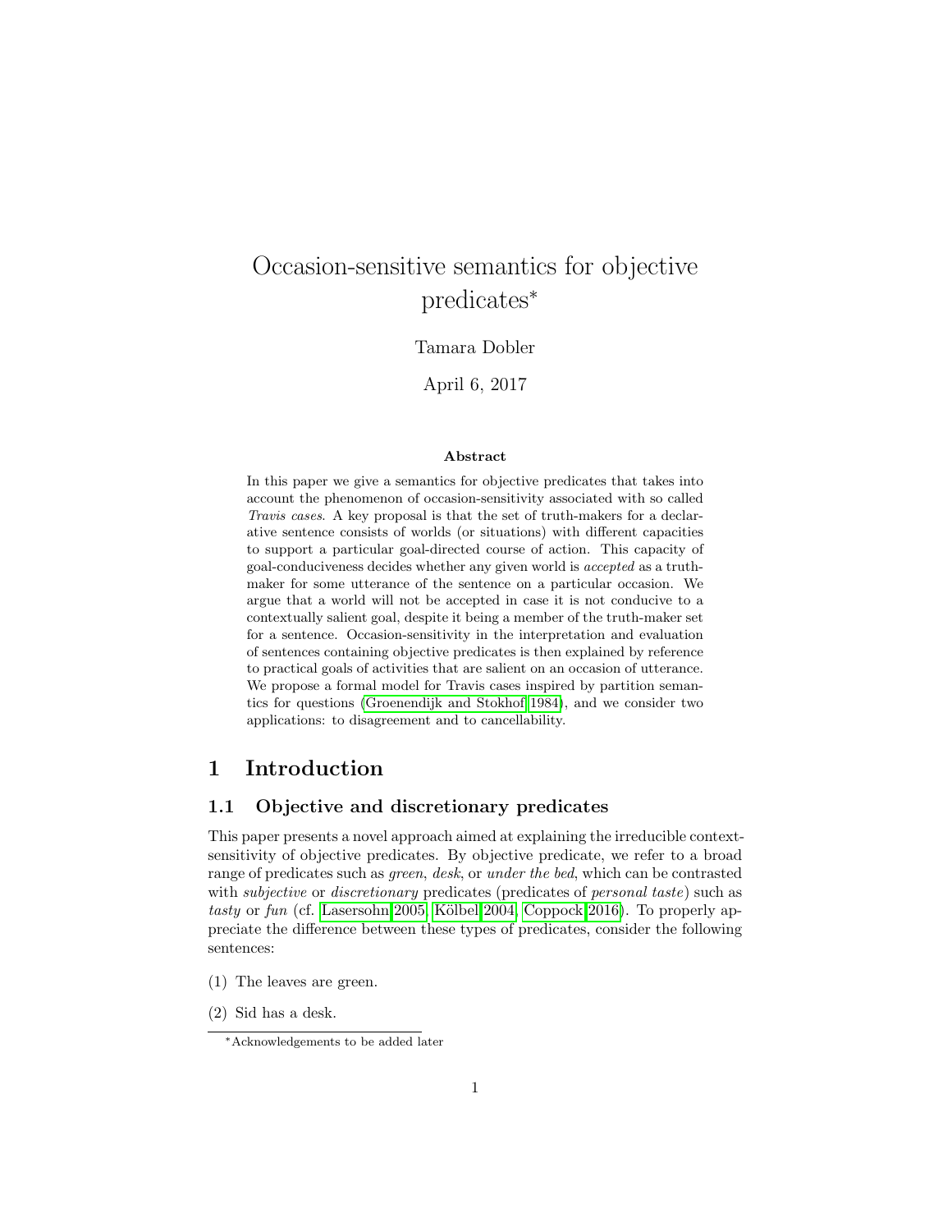# Occasion-sensitive semantics for objective predicates[*]

Tamara Dobler

April 6, 2017

**Abstract**

In this paper we give a semantics for objective predicates that takes into account the phenomenon of occasion-sensitivity associated with so called *Travis cases*. A key proposal is that the set of truth-makers for a declarative sentence consists of worlds (or situations) with different capacities to support a particular goal-directed course of action. This capacity of goal-conduciveness decides whether any given world is *accepted* as a truth-maker for some utterance of the sentence on a particular occasion. We argue that a world will not be accepted in case it is not conducive to a contextually salient goal, despite it being a member of the truth-maker set for a sentence. Occasion-sensitivity in the interpretation and evaluation of sentences containing objective predicates is then explained by reference to practical goals of activities that are salient on an occasion of utterance. We propose a formal model for Travis cases inspired by partition semantics for questions (Groenendijk and Stokhof 1984), and we consider two applications: to disagreement and to cancellability.

## 1 Introduction

### 1.1 Objective and discretionary predicates

This paper presents a novel approach aimed at explaining the irreducible context-sensitivity of objective predicates. By objective predicate, we refer to a broad range of predicates such as *green*, *desk*, or *under the bed*, which can be contrasted with *subjective* or *discretionary* predicates (predicates of *personal taste*) such as *tasty* or *fun* (cf. Lasersohn 2005, Kölbel 2004, Coppock 2016). To properly appreciate the difference between these types of predicates, consider the following sentences:

(1) The leaves are green.

(2) Sid has a desk.

---

[*] Acknowledgements to be added later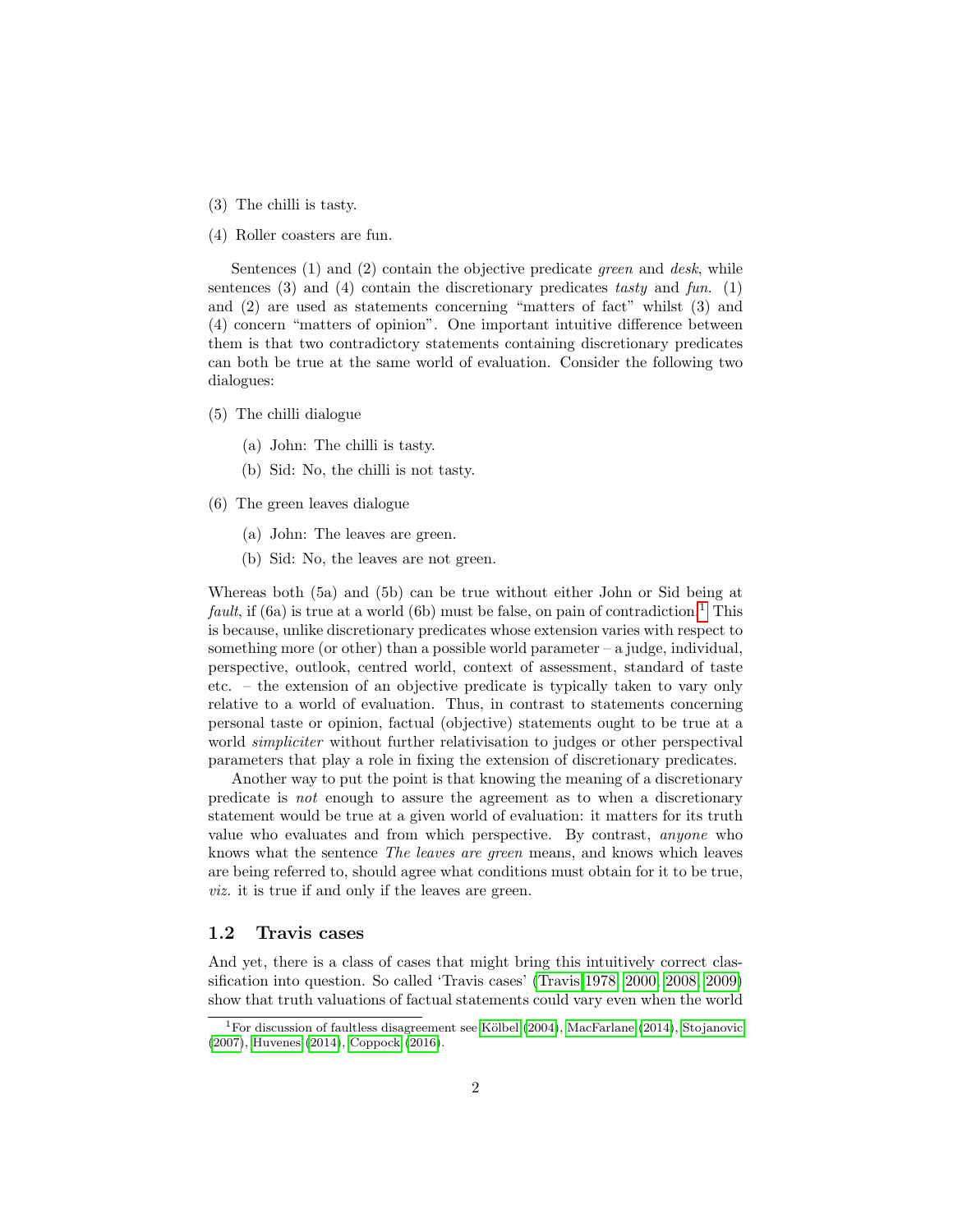(3) The chilli is tasty.

(4) Roller coasters are fun.

Sentences (1) and (2) contain the objective predicate *green* and *desk*, while sentences (3) and (4) contain the discretionary predicates *tasty* and *fun*. (1) and (2) are used as statements concerning "matters of fact" whilst (3) and (4) concern "matters of opinion". One important intuitive difference between them is that two contradictory statements containing discretionary predicates can both be true at the same world of evaluation. Consider the following two dialogues:

(5) The chilli dialogue

   (a) John: The chilli is tasty.

   (b) Sid: No, the chilli is not tasty.

(6) The green leaves dialogue

   (a) John: The leaves are green.

   (b) Sid: No, the leaves are not green.

Whereas both (5a) and (5b) can be true without either John or Sid being at *fault*, if (6a) is true at a world (6b) must be false, on pain of contradiction.[1] This is because, unlike discretionary predicates whose extension varies with respect to something more (or other) than a possible world parameter – a judge, individual, perspective, outlook, centred world, context of assessment, standard of taste etc. – the extension of an objective predicate is typically taken to vary only relative to a world of evaluation. Thus, in contrast to statements concerning personal taste or opinion, factual (objective) statements ought to be true at a world *simpliciter* without further relativisation to judges or other perspectival parameters that play a role in fixing the extension of discretionary predicates.

Another way to put the point is that knowing the meaning of a discretionary predicate is *not* enough to assure the agreement as to when a discretionary statement would be true at a given world of evaluation: it matters for its truth value who evaluates and from which perspective. By contrast, *anyone* who knows what the sentence *The leaves are green* means, and knows which leaves are being referred to, should agree what conditions must obtain for it to be true, *viz.* it is true if and only if the leaves are green.

## 1.2 Travis cases

And yet, there is a class of cases that might bring this intuitively correct classification into question. So called 'Travis cases' (Travis 1978, 2000, 2008, 2009) show that truth valuations of factual statements could vary even when the world

[1] For discussion of faultless disagreement see Kölbel (2004), MacFarlane (2014), Stojanovic (2007), Huvenes (2014), Coppock (2016).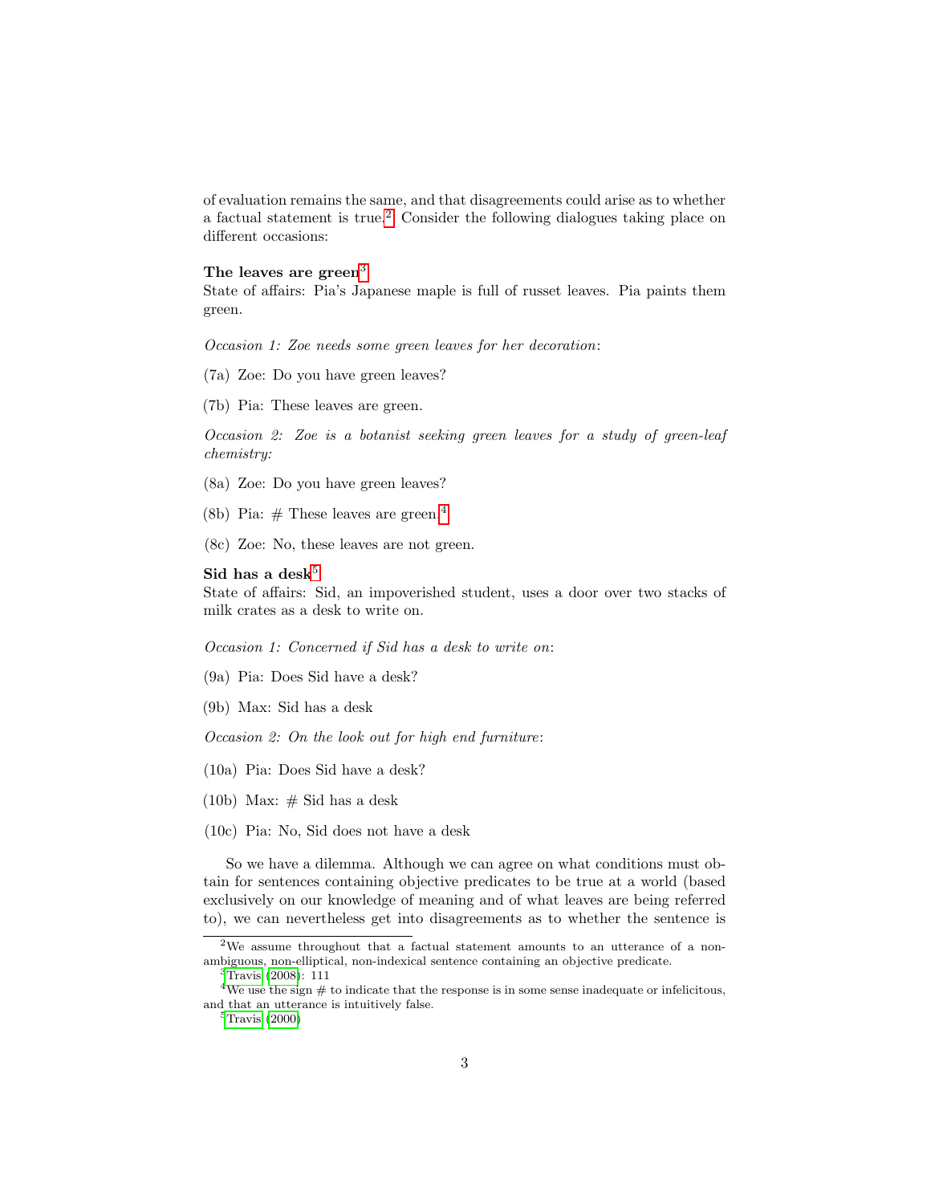of evaluation remains the same, and that disagreements could arise as to whether a factual statement is true.[2] Consider the following dialogues taking place on different occasions:

**The leaves are green**[3]
State of affairs: Pia's Japanese maple is full of russet leaves. Pia paints them green.

*Occasion 1: Zoe needs some green leaves for her decoration*:

(7a) Zoe: Do you have green leaves?

(7b) Pia: These leaves are green.

*Occasion 2: Zoe is a botanist seeking green leaves for a study of green-leaf chemistry:*

(8a) Zoe: Do you have green leaves?

(8b) Pia: # These leaves are green.[4]

(8c) Zoe: No, these leaves are not green.

**Sid has a desk**[5]
State of affairs: Sid, an impoverished student, uses a door over two stacks of milk crates as a desk to write on.

*Occasion 1: Concerned if Sid has a desk to write on*:

(9a) Pia: Does Sid have a desk?

(9b) Max: Sid has a desk

*Occasion 2: On the look out for high end furniture*:

(10a) Pia: Does Sid have a desk?

(10b) Max: # Sid has a desk

(10c) Pia: No, Sid does not have a desk

So we have a dilemma. Although we can agree on what conditions must obtain for sentences containing objective predicates to be true at a world (based exclusively on our knowledge of meaning and of what leaves are being referred to), we can nevertheless get into disagreements as to whether the sentence is

---

[2] We assume throughout that a factual statement amounts to an utterance of a non-ambiguous, non-elliptical, non-indexical sentence containing an objective predicate.

[3] Travis (2008): 111

[4] We use the sign # to indicate that the response is in some sense inadequate or infelicitous, and that an utterance is intuitively false.

[5] Travis (2000)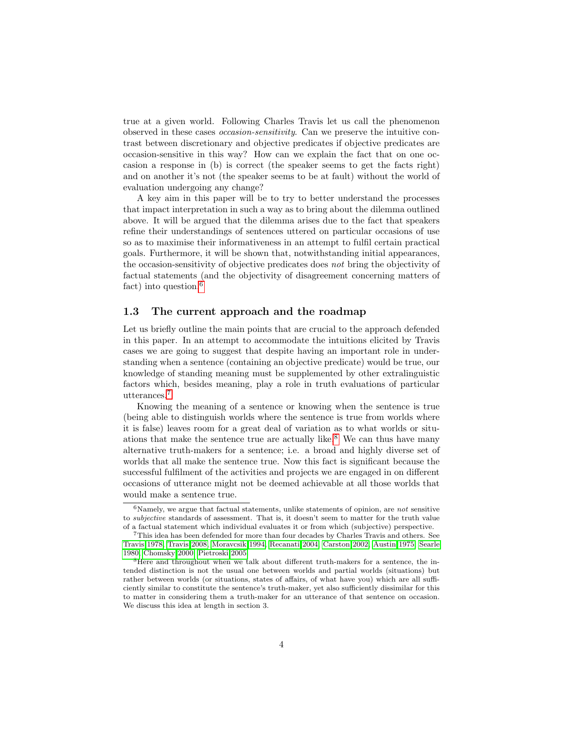true at a given world. Following Charles Travis let us call the phenomenon observed in these cases *occasion-sensitivity*. Can we preserve the intuitive contrast between discretionary and objective predicates if objective predicates are occasion-sensitive in this way? How can we explain the fact that on one occasion a response in (b) is correct (the speaker seems to get the facts right) and on another it's not (the speaker seems to be at fault) without the world of evaluation undergoing any change?

A key aim in this paper will be to try to better understand the processes that impact interpretation in such a way as to bring about the dilemma outlined above. It will be argued that the dilemma arises due to the fact that speakers refine their understandings of sentences uttered on particular occasions of use so as to maximise their informativeness in an attempt to fulfil certain practical goals. Furthermore, it will be shown that, notwithstanding initial appearances, the occasion-sensitivity of objective predicates does *not* bring the objectivity of factual statements (and the objectivity of disagreement concerning matters of fact) into question.[6]

### 1.3 The current approach and the roadmap

Let us briefly outline the main points that are crucial to the approach defended in this paper. In an attempt to accommodate the intuitions elicited by Travis cases we are going to suggest that despite having an important role in understanding when a sentence (containing an objective predicate) would be true, our knowledge of standing meaning must be supplemented by other extralinguistic factors which, besides meaning, play a role in truth evaluations of particular utterances.[7]

Knowing the meaning of a sentence or knowing when the sentence is true (being able to distinguish worlds where the sentence is true from worlds where it is false) leaves room for a great deal of variation as to what worlds or situations that make the sentence true are actually like.[8] We can thus have many alternative truth-makers for a sentence; i.e. a broad and highly diverse set of worlds that all make the sentence true. Now this fact is significant because the successful fulfilment of the activities and projects we are engaged in on different occasions of utterance might not be deemed achievable at all those worlds that would make a sentence true.

[6] Namely, we argue that factual statements, unlike statements of opinion, are *not* sensitive to *subjective* standards of assessment. That is, it doesn't seem to matter for the truth value of a factual statement which individual evaluates it or from which (subjective) perspective.

[7] This idea has been defended for more than four decades by Charles Travis and others. See Travis 1978, Travis 2008, Moravcsik 1994, Recanati 2004, Carston 2002, Austin 1975, Searle 1980, Chomsky 2000, Pietroski 2005.

[8] Here and throughout when we talk about different truth-makers for a sentence, the intended distinction is not the usual one between worlds and partial worlds (situations) but rather between worlds (or situations, states of affairs, of what have you) which are all sufficiently similar to constitute the sentence's truth-maker, yet also sufficiently dissimilar for this to matter in considering them a truth-maker for an utterance of that sentence on occasion. We discuss this idea at length in section 3.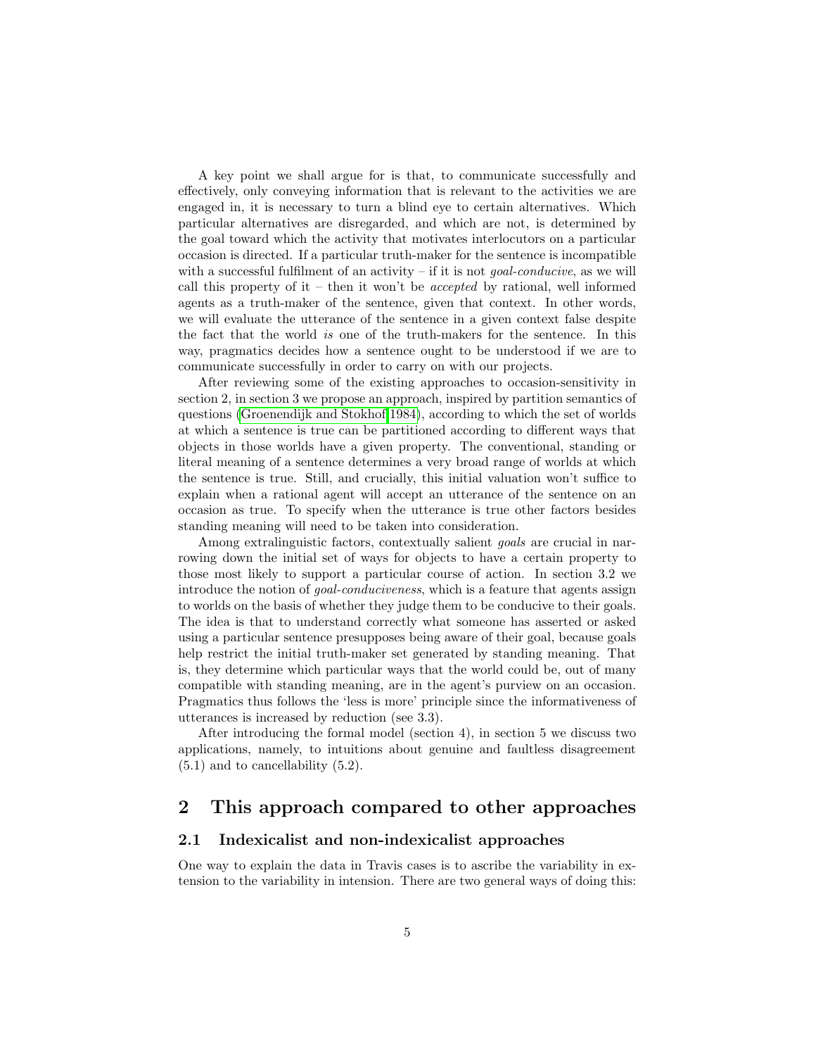A key point we shall argue for is that, to communicate successfully and effectively, only conveying information that is relevant to the activities we are engaged in, it is necessary to turn a blind eye to certain alternatives. Which particular alternatives are disregarded, and which are not, is determined by the goal toward which the activity that motivates interlocutors on a particular occasion is directed. If a particular truth-maker for the sentence is incompatible with a successful fulfilment of an activity – if it is not *goal-conducive*, as we will call this property of it – then it won't be *accepted* by rational, well informed agents as a truth-maker of the sentence, given that context. In other words, we will evaluate the utterance of the sentence in a given context false despite the fact that the world *is* one of the truth-makers for the sentence. In this way, pragmatics decides how a sentence ought to be understood if we are to communicate successfully in order to carry on with our projects.

After reviewing some of the existing approaches to occasion-sensitivity in section 2, in section 3 we propose an approach, inspired by partition semantics of questions (Groenendijk and Stokhof[1984), according to which the set of worlds at which a sentence is true can be partitioned according to different ways that objects in those worlds have a given property. The conventional, standing or literal meaning of a sentence determines a very broad range of worlds at which the sentence is true. Still, and crucially, this initial valuation won't suffice to explain when a rational agent will accept an utterance of the sentence on an occasion as true. To specify when the utterance is true other factors besides standing meaning will need to be taken into consideration.

Among extralinguistic factors, contextually salient *goals* are crucial in narrowing down the initial set of ways for objects to have a certain property to those most likely to support a particular course of action. In section 3.2 we introduce the notion of *goal-conduciveness*, which is a feature that agents assign to worlds on the basis of whether they judge them to be conducive to their goals. The idea is that to understand correctly what someone has asserted or asked using a particular sentence presupposes being aware of their goal, because goals help restrict the initial truth-maker set generated by standing meaning. That is, they determine which particular ways that the world could be, out of many compatible with standing meaning, are in the agent's purview on an occasion. Pragmatics thus follows the 'less is more' principle since the informativeness of utterances is increased by reduction (see 3.3).

After introducing the formal model (section 4), in section 5 we discuss two applications, namely, to intuitions about genuine and faultless disagreement (5.1) and to cancellability (5.2).

## 2 This approach compared to other approaches

### 2.1 Indexicalist and non-indexicalist approaches

One way to explain the data in Travis cases is to ascribe the variability in extension to the variability in intension. There are two general ways of doing this: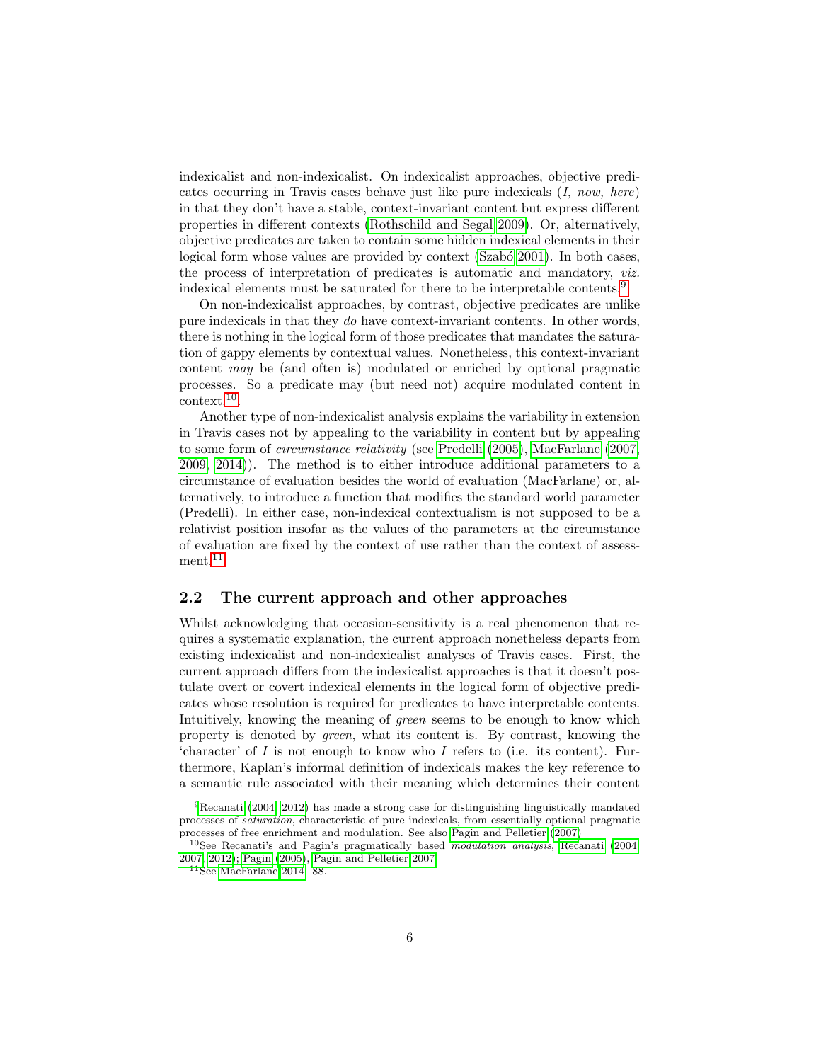indexicalist and non-indexicalist. On indexicalist approaches, objective predicates occurring in Travis cases behave just like pure indexicals (*I, now, here*) in that they don't have a stable, context-invariant content but express different properties in different contexts (Rothschild and Segal 2009). Or, alternatively, objective predicates are taken to contain some hidden indexical elements in their logical form whose values are provided by context (Szabó 2001). In both cases, the process of interpretation of predicates is automatic and mandatory, *viz.* indexical elements must be saturated for there to be interpretable contents.[9]

On non-indexicalist approaches, by contrast, objective predicates are unlike pure indexicals in that they *do* have context-invariant contents. In other words, there is nothing in the logical form of those predicates that mandates the saturation of gappy elements by contextual values. Nonetheless, this context-invariant content *may* be (and often is) modulated or enriched by optional pragmatic processes. So a predicate may (but need not) acquire modulated content in context.[10].

Another type of non-indexicalist analysis explains the variability in extension in Travis cases not by appealing to the variability in content but by appealing to some form of *circumstance relativity* (see Predelli (2005), MacFarlane (2007, 2009, 2014)). The method is to either introduce additional parameters to a circumstance of evaluation besides the world of evaluation (MacFarlane) or, alternatively, to introduce a function that modifies the standard world parameter (Predelli). In either case, non-indexical contextualism is not supposed to be a relativist position insofar as the values of the parameters at the circumstance of evaluation are fixed by the context of use rather than the context of assessment.[11]

## 2.2 The current approach and other approaches

Whilst acknowledging that occasion-sensitivity is a real phenomenon that requires a systematic explanation, the current approach nonetheless departs from existing indexicalist and non-indexicalist analyses of Travis cases. First, the current approach differs from the indexicalist approaches is that it doesn't postulate overt or covert indexical elements in the logical form of objective predicates whose resolution is required for predicates to have interpretable contents. Intuitively, knowing the meaning of *green* seems to be enough to know which property is denoted by *green*, what its content is. By contrast, knowing the 'character' of *I* is not enough to know who *I* refers to (i.e. its content). Furthermore, Kaplan's informal definition of indexicals makes the key reference to a semantic rule associated with their meaning which determines their content

---

[9] Recanati (2004, 2012) has made a strong case for distinguishing linguistically mandated processes of *saturation*, characteristic of pure indexicals, from essentially optional pragmatic processes of free enrichment and modulation. See also Pagin and Pelletier (2007)

[10] See Recanati's and Pagin's pragmatically based *modulation analysis*, Recanati (2004, 2007, 2012); Pagin (2005), Pagin and Pelletier 2007

[11] See MacFarlane 2014, 88.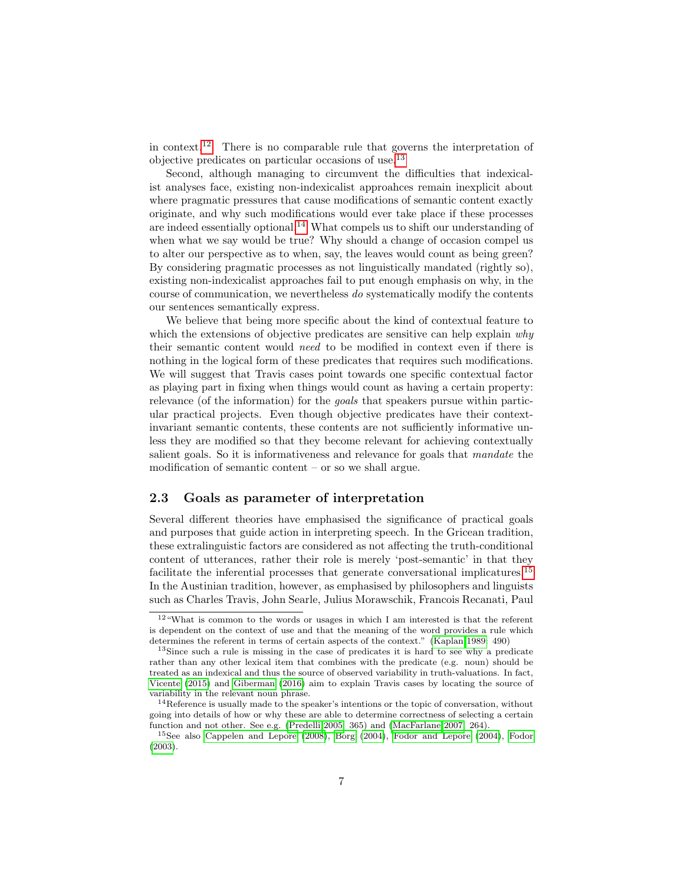in context.[12] There is no comparable rule that governs the interpretation of objective predicates on particular occasions of use.[13]

Second, although managing to circumvent the difficulties that indexicalist analyses face, existing non-indexicalist approahces remain inexplicit about where pragmatic pressures that cause modifications of semantic content exactly originate, and why such modifications would ever take place if these processes are indeed essentially optional.[14] What compels us to shift our understanding of when what we say would be true? Why should a change of occasion compel us to alter our perspective as to when, say, the leaves would count as being green? By considering pragmatic processes as not linguistically mandated (rightly so), existing non-indexicalist approaches fail to put enough emphasis on why, in the course of communication, we nevertheless *do* systematically modify the contents our sentences semantically express.

We believe that being more specific about the kind of contextual feature to which the extensions of objective predicates are sensitive can help explain *why* their semantic content would *need* to be modified in context even if there is nothing in the logical form of these predicates that requires such modifications. We will suggest that Travis cases point towards one specific contextual factor as playing part in fixing when things would count as having a certain property: relevance (of the information) for the *goals* that speakers pursue within particular practical projects. Even though objective predicates have their context-invariant semantic contents, these contents are not sufficiently informative unless they are modified so that they become relevant for achieving contextually salient goals. So it is informativeness and relevance for goals that *mandate* the modification of semantic content – or so we shall argue.

## 2.3 Goals as parameter of interpretation

Several different theories have emphasised the significance of practical goals and purposes that guide action in interpreting speech. In the Gricean tradition, these extralinguistic factors are considered as not affecting the truth-conditional content of utterances, rather their role is merely 'post-semantic' in that they facilitate the inferential processes that generate conversational implicatures.[15] In the Austinian tradition, however, as emphasised by philosophers and linguists such as Charles Travis, John Searle, Julius Morawschik, Francois Recanati, Paul

---

[12] "What is common to the words or usages in which I am interested is that the referent is dependent on the context of use and that the meaning of the word provides a rule which determines the referent in terms of certain aspects of the context." (Kaplan 1989: 490)

[13] Since such a rule is missing in the case of predicates it is hard to see why a predicate rather than any other lexical item that combines with the predicate (e.g. noun) should be treated as an indexical and thus the source of observed variability in truth-valuations. In fact, Vicente (2015) and Giberman (2016) aim to explain Travis cases by locating the source of variability in the relevant noun phrase.

[14] Reference is usually made to the speaker's intentions or the topic of conversation, without going into details of how or why these are able to determine correctness of selecting a certain function and not other. See e.g. (Predelli 2005: 365) and (MacFarlane 2007: 264).

[15] See also Cappelen and Lepore (2008), Borg (2004), Fodor and Lepore (2004), Fodor (2003).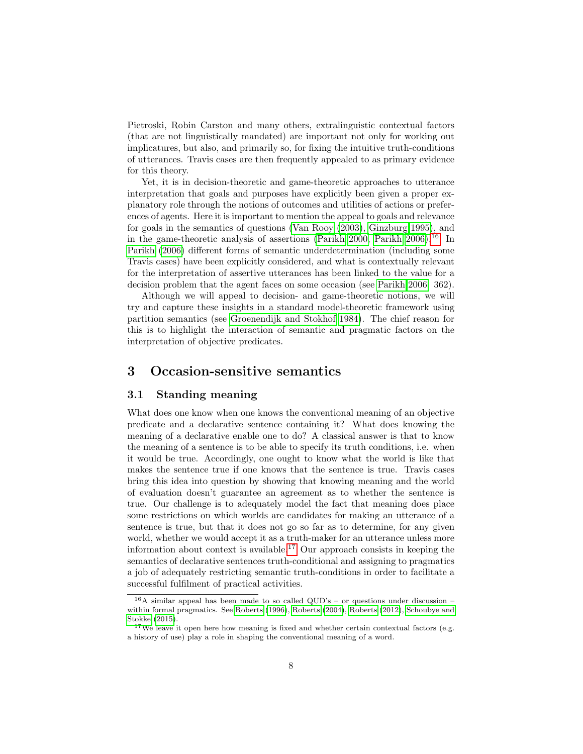Pietroski, Robin Carston and many others, extralinguistic contextual factors (that are not linguistically mandated) are important not only for working out implicatures, but also, and primarily so, for fixing the intuitive truth-conditions of utterances. Travis cases are then frequently appealed to as primary evidence for this theory.

Yet, it is in decision-theoretic and game-theoretic approaches to utterance interpretation that goals and purposes have explicitly been given a proper explanatory role through the notions of outcomes and utilities of actions or preferences of agents. Here it is important to mention the appeal to goals and relevance for goals in the semantics of questions (Van Rooy (2003), Ginzburg 1995), and in the game-theoretic analysis of assertions (Parikh 2000, Parikh 2006).[16] In Parikh (2006) different forms of semantic underdetermination (including some Travis cases) have been explicitly considered, and what is contextually relevant for the interpretation of assertive utterances has been linked to the value for a decision problem that the agent faces on some occasion (see Parikh 2006, 362).

Although we will appeal to decision- and game-theoretic notions, we will try and capture these insights in a standard model-theoretic framework using partition semantics (see Groenendijk and Stokhof 1984). The chief reason for this is to highlight the interaction of semantic and pragmatic factors on the interpretation of objective predicates.

## 3 Occasion-sensitive semantics

### 3.1 Standing meaning

What does one know when one knows the conventional meaning of an objective predicate and a declarative sentence containing it? What does knowing the meaning of a declarative enable one to do? A classical answer is that to know the meaning of a sentence is to be able to specify its truth conditions, i.e. when it would be true. Accordingly, one ought to know what the world is like that makes the sentence true if one knows that the sentence is true. Travis cases bring this idea into question by showing that knowing meaning and the world of evaluation doesn't guarantee an agreement as to whether the sentence is true. Our challenge is to adequately model the fact that meaning does place some restrictions on which worlds are candidates for making an utterance of a sentence is true, but that it does not go so far as to determine, for any given world, whether we would accept it as a truth-maker for an utterance unless more information about context is available.[17] Our approach consists in keeping the semantics of declarative sentences truth-conditional and assigning to pragmatics a job of adequately restricting semantic truth-conditions in order to facilitate a successful fulfilment of practical activities.

[16] A similar appeal has been made to so called QUD's – or questions under discussion – within formal pragmatics. See Roberts (1996), Roberts (2004), Roberts (2012), Schoubye and Stokke (2015).

[17] We leave it open here how meaning is fixed and whether certain contextual factors (e.g. a history of use) play a role in shaping the conventional meaning of a word.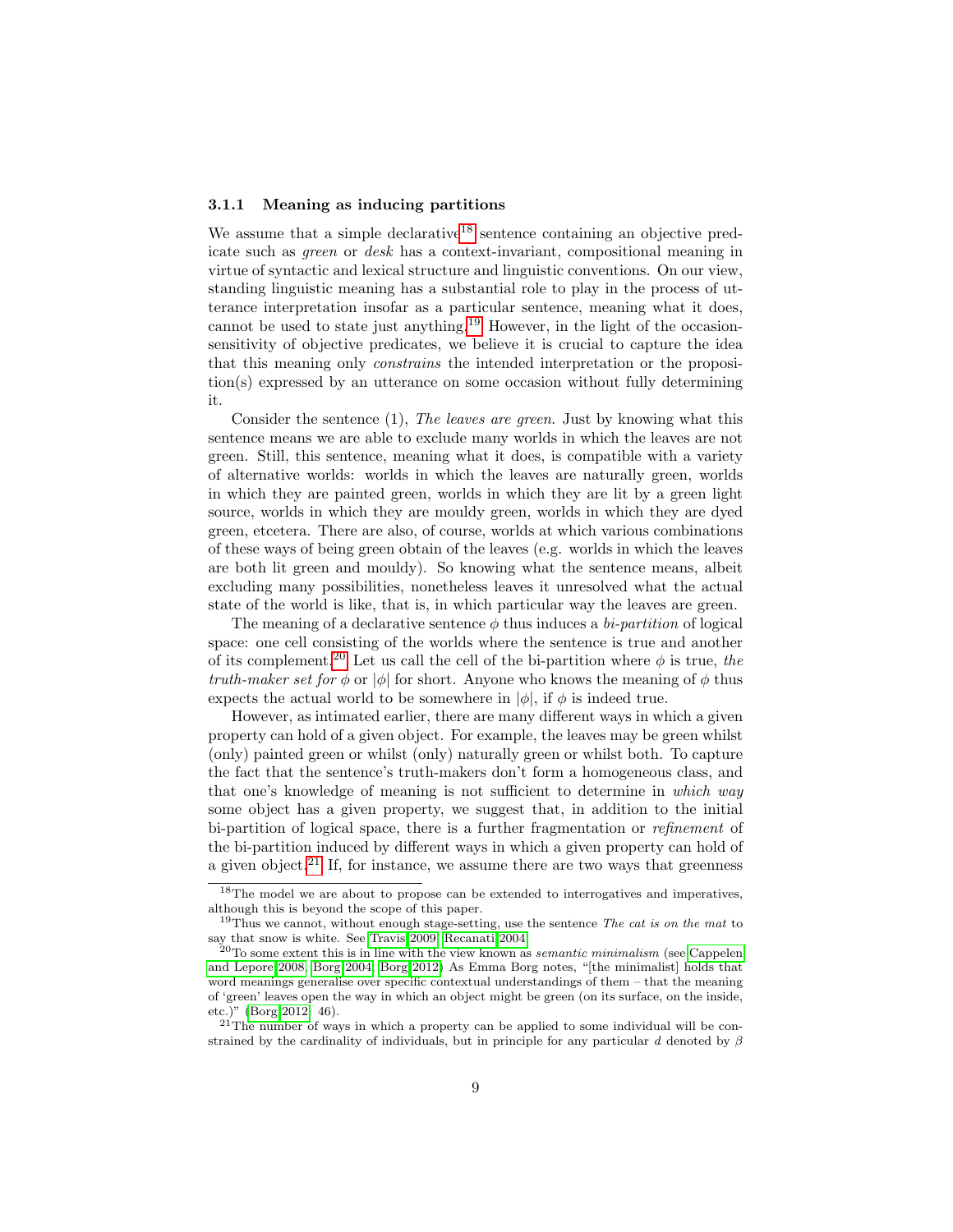### 3.1.1 Meaning as inducing partitions

We assume that a simple declarative[18] sentence containing an objective predicate such as *green* or *desk* has a context-invariant, compositional meaning in virtue of syntactic and lexical structure and linguistic conventions. On our view, standing linguistic meaning has a substantial role to play in the process of utterance interpretation insofar as a particular sentence, meaning what it does, cannot be used to state just anything.[19] However, in the light of the occasion-sensitivity of objective predicates, we believe it is crucial to capture the idea that this meaning only *constrains* the intended interpretation or the proposition(s) expressed by an utterance on some occasion without fully determining it.

Consider the sentence (1), *The leaves are green.* Just by knowing what this sentence means we are able to exclude many worlds in which the leaves are not green. Still, this sentence, meaning what it does, is compatible with a variety of alternative worlds: worlds in which the leaves are naturally green, worlds in which they are painted green, worlds in which they are lit by a green light source, worlds in which they are mouldy green, worlds in which they are dyed green, etcetera. There are also, of course, worlds at which various combinations of these ways of being green obtain of the leaves (e.g. worlds in which the leaves are both lit green and mouldy). So knowing what the sentence means, albeit excluding many possibilities, nonetheless leaves it unresolved what the actual state of the world is like, that is, in which particular way the leaves are green.

The meaning of a declarative sentence $\phi$ thus induces a *bi-partition* of logical space: one cell consisting of the worlds where the sentence is true and another of its complement.[20] Let us call the cell of the bi-partition where $\phi$ is true, *the truth-maker set for* $\phi$ or $|\phi|$ for short. Anyone who knows the meaning of $\phi$ thus expects the actual world to be somewhere in $|\phi|$, if $\phi$ is indeed true.

However, as intimated earlier, there are many different ways in which a given property can hold of a given object. For example, the leaves may be green whilst (only) painted green or whilst (only) naturally green or whilst both. To capture the fact that the sentence's truth-makers don't form a homogeneous class, and that one's knowledge of meaning is not sufficient to determine in *which way* some object has a given property, we suggest that, in addition to the initial bi-partition of logical space, there is a further fragmentation or *refinement* of the bi-partition induced by different ways in which a given property can hold of a given object.[21] If, for instance, we assume there are two ways that greenness

---

[18] The model we are about to propose can be extended to interrogatives and imperatives, although this is beyond the scope of this paper.

[19] Thus we cannot, without enough stage-setting, use the sentence *The cat is on the mat* to say that snow is white. See Travis 2009, Recanati 2004.

[20] To some extent this is in line with the view known as *semantic minimalism* (see Cappelen and Lepore 2008, Borg 2004, Borg 2012) As Emma Borg notes, "[the minimalist] holds that word meanings generalise over specific contextual understandings of them – that the meaning of 'green' leaves open the way in which an object might be green (on its surface, on the inside, etc.)" (Borg 2012, 46).

[21] The number of ways in which a property can be applied to some individual will be constrained by the cardinality of individuals, but in principle for any particular $d$ denoted by $\beta$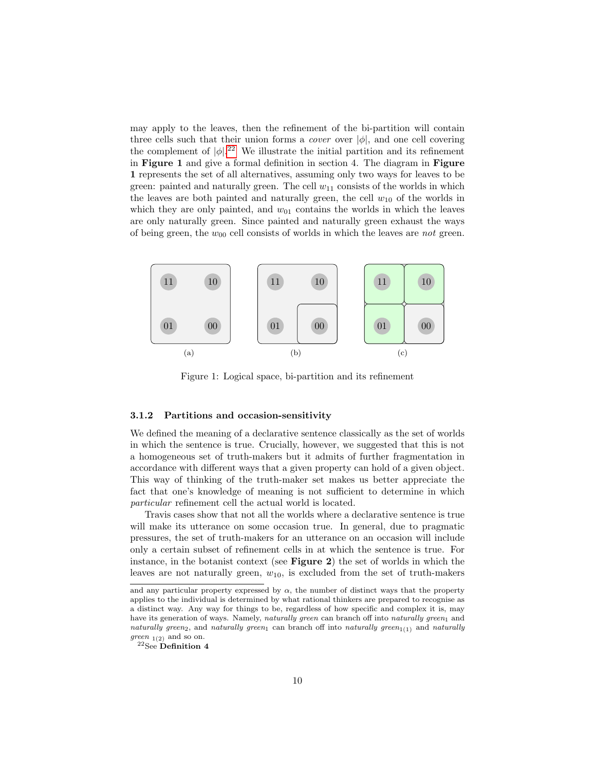may apply to the leaves, then the refinement of the bi-partition will contain three cells such that their union forms a *cover* over $|\phi|$, and one cell covering the complement of $|\phi|$.[22] We illustrate the initial partition and its refinement in **Figure 1** and give a formal definition in section 4. The diagram in **Figure 1** represents the set of all alternatives, assuming only two ways for leaves to be green: painted and naturally green. The cell $w_{11}$ consists of the worlds in which the leaves are both painted and naturally green, the cell $w_{10}$ of the worlds in which they are only painted, and $w_{01}$ contains the worlds in which the leaves are only naturally green. Since painted and naturally green exhaust the ways of being green, the $w_{00}$ cell consists of worlds in which the leaves are *not* green.

(a) (b) (c)

Figure 1: Logical space, bi-partition and its refinement

### 3.1.2 Partitions and occasion-sensitivity

We defined the meaning of a declarative sentence classically as the set of worlds in which the sentence is true. Crucially, however, we suggested that this is not a homogeneous set of truth-makers but it admits of further fragmentation in accordance with different ways that a given property can hold of a given object. This way of thinking of the truth-maker set makes us better appreciate the fact that one's knowledge of meaning is not sufficient to determine in which *particular* refinement cell the actual world is located.

Travis cases show that not all the worlds where a declarative sentence is true will make its utterance on some occasion true. In general, due to pragmatic pressures, the set of truth-makers for an utterance on an occasion will include only a certain subset of refinement cells in at which the sentence is true. For instance, in the botanist context (see **Figure 2**) the set of worlds in which the leaves are not naturally green, $w_{10}$, is excluded from the set of truth-makers

and any particular property expressed by $\alpha$, the number of distinct ways that the property applies to the individual is determined by what rational thinkers are prepared to recognise as a distinct way. Any way for things to be, regardless of how specific and complex it is, may have its generation of ways. Namely, *naturally green* can branch off into *naturally green*$_1$ and *naturally green*$_2$, and *naturally green*$_1$ can branch off into *naturally green*$_{1(1)}$ and *naturally green* $_{1(2)}$ and so on.

[22] See **Definition 4**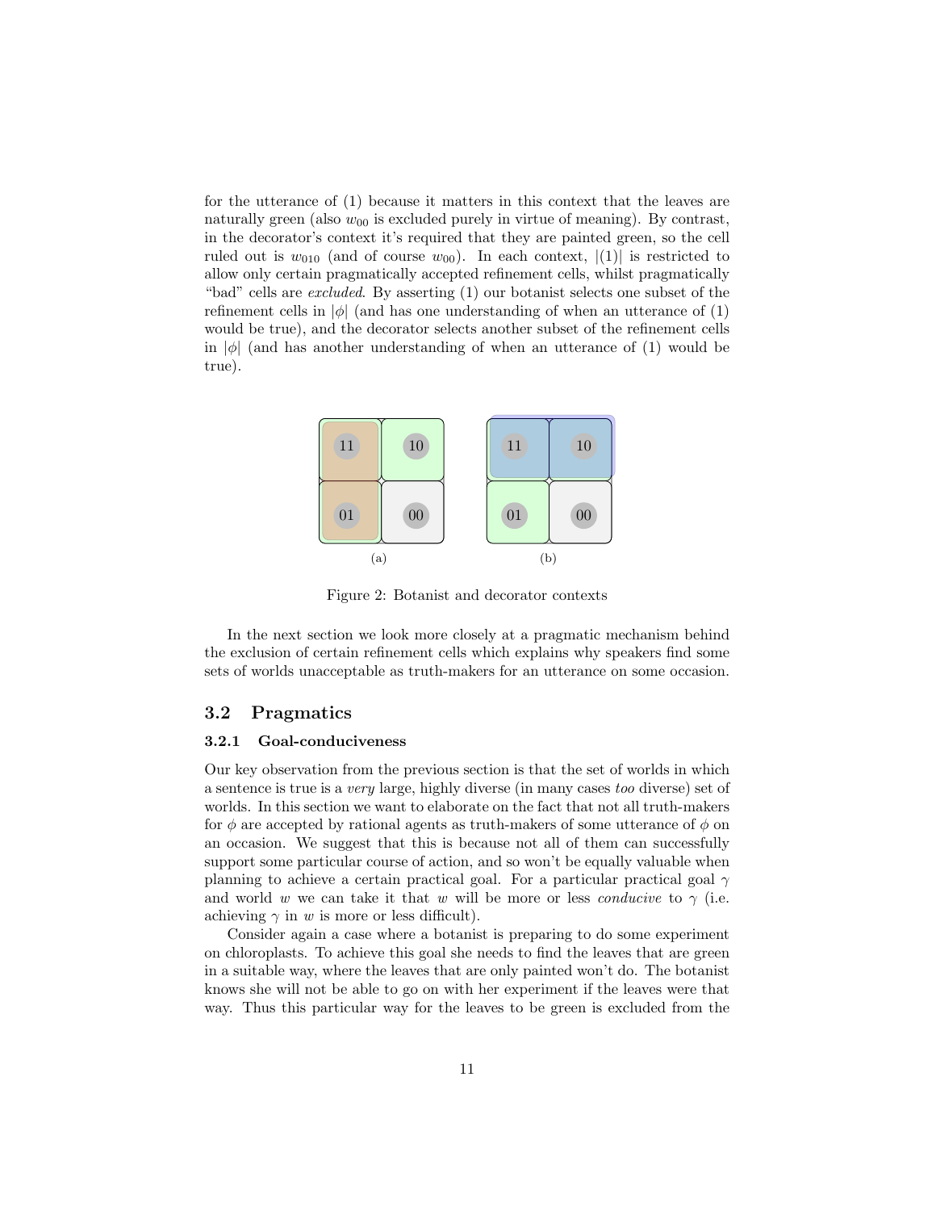for the utterance of (1) because it matters in this context that the leaves are naturally green (also $w_{00}$ is excluded purely in virtue of meaning). By contrast, in the decorator's context it's required that they are painted green, so the cell ruled out is $w_{010}$ (and of course $w_{00}$). In each context, $|(1)|$ is restricted to allow only certain pragmatically accepted refinement cells, whilst pragmatically "bad" cells are *excluded*. By asserting (1) our botanist selects one subset of the refinement cells in $|\phi|$ (and has one understanding of when an utterance of (1) would be true), and the decorator selects another subset of the refinement cells in $|\phi|$ (and has another understanding of when an utterance of (1) would be true).

Figure 2: Botanist and decorator contexts

In the next section we look more closely at a pragmatic mechanism behind the exclusion of certain refinement cells which explains why speakers find some sets of worlds unacceptable as truth-makers for an utterance on some occasion.

## 3.2 Pragmatics

### 3.2.1 Goal-conduciveness

Our key observation from the previous section is that the set of worlds in which a sentence is true is a *very* large, highly diverse (in many cases *too* diverse) set of worlds. In this section we want to elaborate on the fact that not all truth-makers for $\phi$ are accepted by rational agents as truth-makers of some utterance of $\phi$ on an occasion. We suggest that this is because not all of them can successfully support some particular course of action, and so won't be equally valuable when planning to achieve a certain practical goal. For a particular practical goal $\gamma$ and world $w$ we can take it that $w$ will be more or less *conducive* to $\gamma$ (i.e. achieving $\gamma$ in $w$ is more or less difficult).

Consider again a case where a botanist is preparing to do some experiment on chloroplasts. To achieve this goal she needs to find the leaves that are green in a suitable way, where the leaves that are only painted won't do. The botanist knows she will not be able to go on with her experiment if the leaves were that way. Thus this particular way for the leaves to be green is excluded from the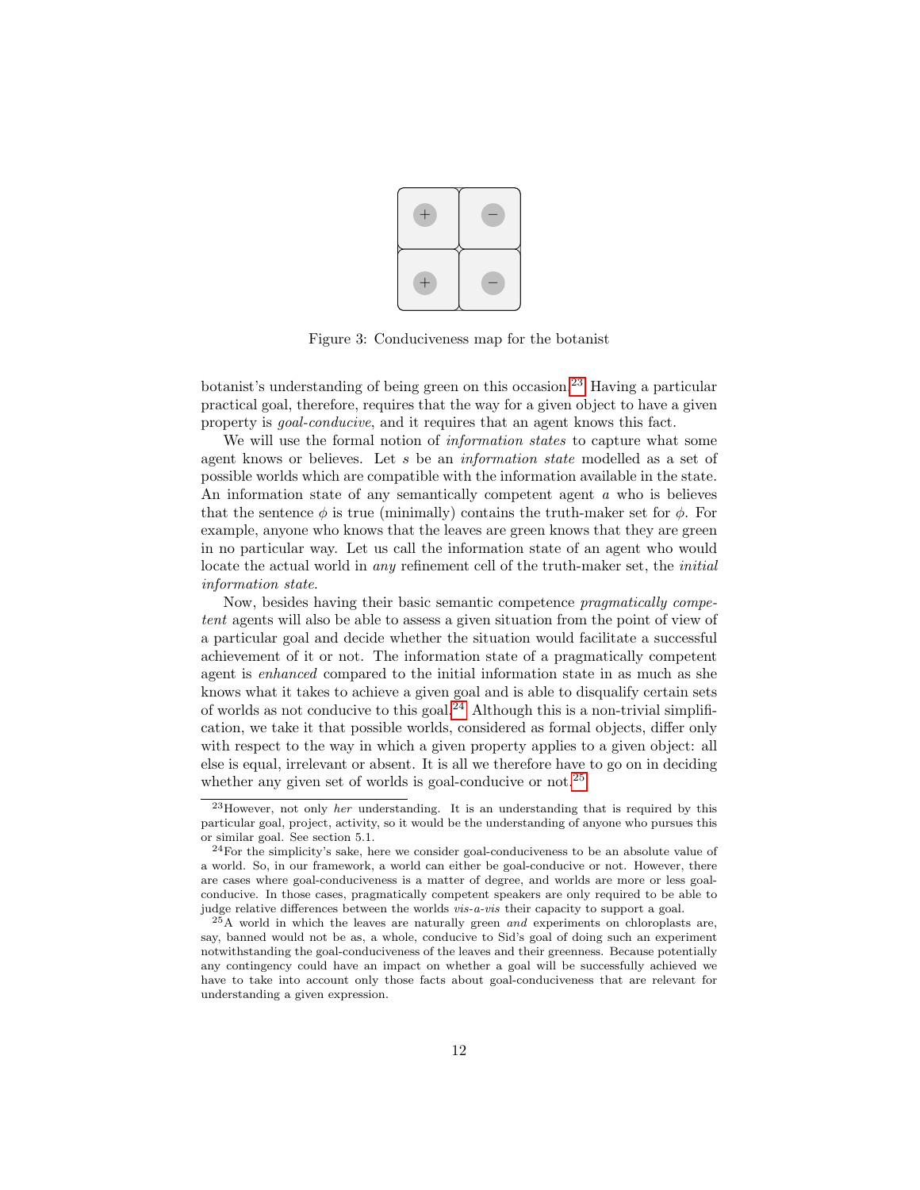Figure 3: Conduciveness map for the botanist

botanist's understanding of being green on this occasion.[23] Having a particular practical goal, therefore, requires that the way for a given object to have a given property is *goal-conducive*, and it requires that an agent knows this fact.

We will use the formal notion of *information states* to capture what some agent knows or believes. Let $s$ be an *information state* modelled as a set of possible worlds which are compatible with the information available in the state. An information state of any semantically competent agent $a$ who is believes that the sentence $\phi$ is true (minimally) contains the truth-maker set for $\phi$. For example, anyone who knows that the leaves are green knows that they are green in no particular way. Let us call the information state of an agent who would locate the actual world in *any* refinement cell of the truth-maker set, the *initial information state*.

Now, besides having their basic semantic competence *pragmatically competent* agents will also be able to assess a given situation from the point of view of a particular goal and decide whether the situation would facilitate a successful achievement of it or not. The information state of a pragmatically competent agent is *enhanced* compared to the initial information state in as much as she knows what it takes to achieve a given goal and is able to disqualify certain sets of worlds as not conducive to this goal.[24] Although this is a non-trivial simplification, we take it that possible worlds, considered as formal objects, differ only with respect to the way in which a given property applies to a given object: all else is equal, irrelevant or absent. It is all we therefore have to go on in deciding whether any given set of worlds is goal-conducive or not.[25]

[23] However, not only *her* understanding. It is an understanding that is required by this particular goal, project, activity, so it would be the understanding of anyone who pursues this or similar goal. See section 5.1.

[24] For the simplicity's sake, here we consider goal-conduciveness to be an absolute value of a world. So, in our framework, a world can either be goal-conducive or not. However, there are cases where goal-conduciveness is a matter of degree, and worlds are more or less goal-conducive. In those cases, pragmatically competent speakers are only required to be able to judge relative differences between the worlds *vis-a-vis* their capacity to support a goal.

[25] A world in which the leaves are naturally green *and* experiments on chloroplasts are, say, banned would not be as, a whole, conducive to Sid's goal of doing such an experiment notwithstanding the goal-conduciveness of the leaves and their greenness. Because potentially any contingency could have an impact on whether a goal will be successfully achieved we have to take into account only those facts about goal-conduciveness that are relevant for understanding a given expression.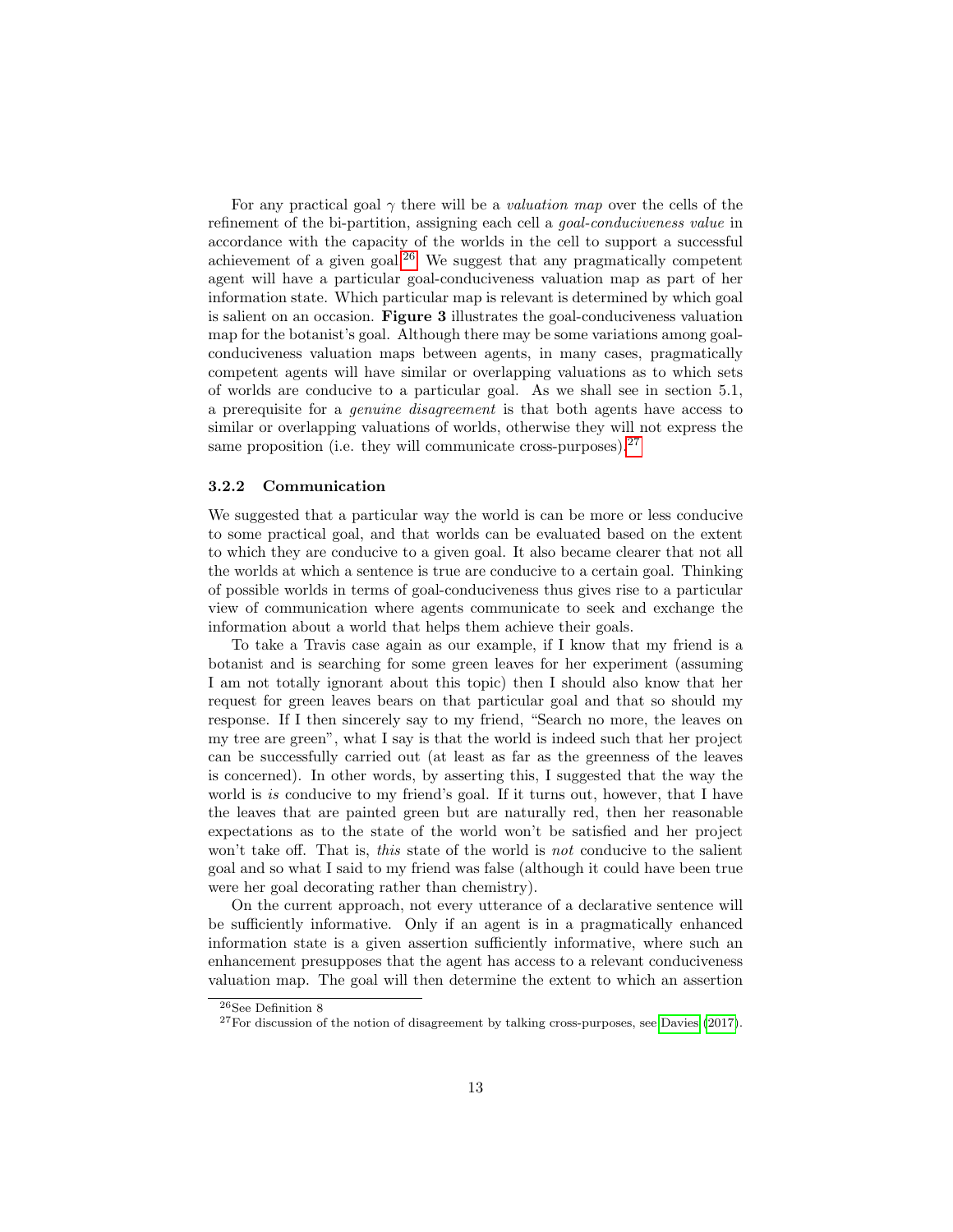For any practical goal $\gamma$ there will be a *valuation map* over the cells of the refinement of the bi-partition, assigning each cell a *goal-conduciveness value* in accordance with the capacity of the worlds in the cell to support a successful achievement of a given goal.[26] We suggest that any pragmatically competent agent will have a particular goal-conduciveness valuation map as part of her information state. Which particular map is relevant is determined by which goal is salient on an occasion. **Figure 3** illustrates the goal-conduciveness valuation map for the botanist's goal. Although there may be some variations among goal-conduciveness valuation maps between agents, in many cases, pragmatically competent agents will have similar or overlapping valuations as to which sets of worlds are conducive to a particular goal. As we shall see in section 5.1, a prerequisite for a *genuine disagreement* is that both agents have access to similar or overlapping valuations of worlds, otherwise they will not express the same proposition (i.e. they will communicate cross-purposes).[27]

#### 3.2.2 Communication

We suggested that a particular way the world is can be more or less conducive to some practical goal, and that worlds can be evaluated based on the extent to which they are conducive to a given goal. It also became clearer that not all the worlds at which a sentence is true are conducive to a certain goal. Thinking of possible worlds in terms of goal-conduciveness thus gives rise to a particular view of communication where agents communicate to seek and exchange the information about a world that helps them achieve their goals.

To take a Travis case again as our example, if I know that my friend is a botanist and is searching for some green leaves for her experiment (assuming I am not totally ignorant about this topic) then I should also know that her request for green leaves bears on that particular goal and that so should my response. If I then sincerely say to my friend, "Search no more, the leaves on my tree are green", what I say is that the world is indeed such that her project can be successfully carried out (at least as far as the greenness of the leaves is concerned). In other words, by asserting this, I suggested that the way the world *is* conducive to my friend's goal. If it turns out, however, that I have the leaves that are painted green but are naturally red, then her reasonable expectations as to the state of the world won't be satisfied and her project won't take off. That is, *this* state of the world is *not* conducive to the salient goal and so what I said to my friend was false (although it could have been true were her goal decorating rather than chemistry).

On the current approach, not every utterance of a declarative sentence will be sufficiently informative. Only if an agent is in a pragmatically enhanced information state is a given assertion sufficiently informative, where such an enhancement presupposes that the agent has access to a relevant conduciveness valuation map. The goal will then determine the extent to which an assertion

[26] See Definition 8

[27] For discussion of the notion of disagreement by talking cross-purposes, see Davies (2017).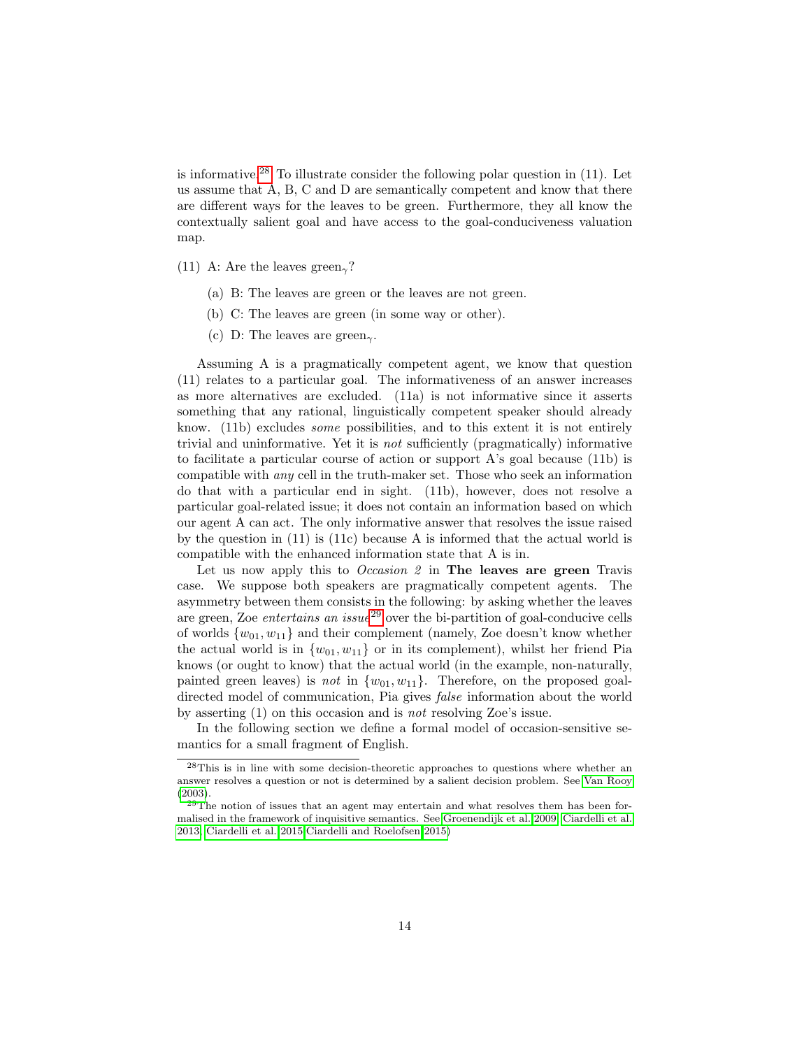is informative.[28] To illustrate consider the following polar question in (11). Let us assume that A, B, C and D are semantically competent and know that there are different ways for the leaves to be green. Furthermore, they all know the contextually salient goal and have access to the goal-conduciveness valuation map.

(11) A: Are the leaves green$_\gamma$?

- (a) B: The leaves are green or the leaves are not green.
- (b) C: The leaves are green (in some way or other).
- (c) D: The leaves are green$_\gamma$.

Assuming A is a pragmatically competent agent, we know that question (11) relates to a particular goal. The informativeness of an answer increases as more alternatives are excluded. (11a) is not informative since it asserts something that any rational, linguistically competent speaker should already know. (11b) excludes *some* possibilities, and to this extent it is not entirely trivial and uninformative. Yet it is *not* sufficiently (pragmatically) informative to facilitate a particular course of action or support A's goal because (11b) is compatible with *any* cell in the truth-maker set. Those who seek an information do that with a particular end in sight. (11b), however, does not resolve a particular goal-related issue; it does not contain an information based on which our agent A can act. The only informative answer that resolves the issue raised by the question in (11) is (11c) because A is informed that the actual world is compatible with the enhanced information state that A is in.

Let us now apply this to *Occasion 2* in **The leaves are green** Travis case. We suppose both speakers are pragmatically competent agents. The asymmetry between them consists in the following: by asking whether the leaves are green, Zoe *entertains an issue*[29] over the bi-partition of goal-conducive cells of worlds $\{w_{01}, w_{11}\}$ and their complement (namely, Zoe doesn't know whether the actual world is in $\{w_{01}, w_{11}\}$ or in its complement), whilst her friend Pia knows (or ought to know) that the actual world (in the example, non-naturally, painted green leaves) is *not* in $\{w_{01}, w_{11}\}$. Therefore, on the proposed goal-directed model of communication, Pia gives *false* information about the world by asserting (1) on this occasion and is *not* resolving Zoe's issue.

In the following section we define a formal model of occasion-sensitive semantics for a small fragment of English.

---

[28] This is in line with some decision-theoretic approaches to questions where whether an answer resolves a question or not is determined by a salient decision problem. See Van Rooy (2003).

[29] The notion of issues that an agent may entertain and what resolves them has been formalised in the framework of inquisitive semantics. See Groenendijk et al. 2009, Ciardelli et al. 2013, Ciardelli et al. 2015 Ciardelli and Roelofsen 2015)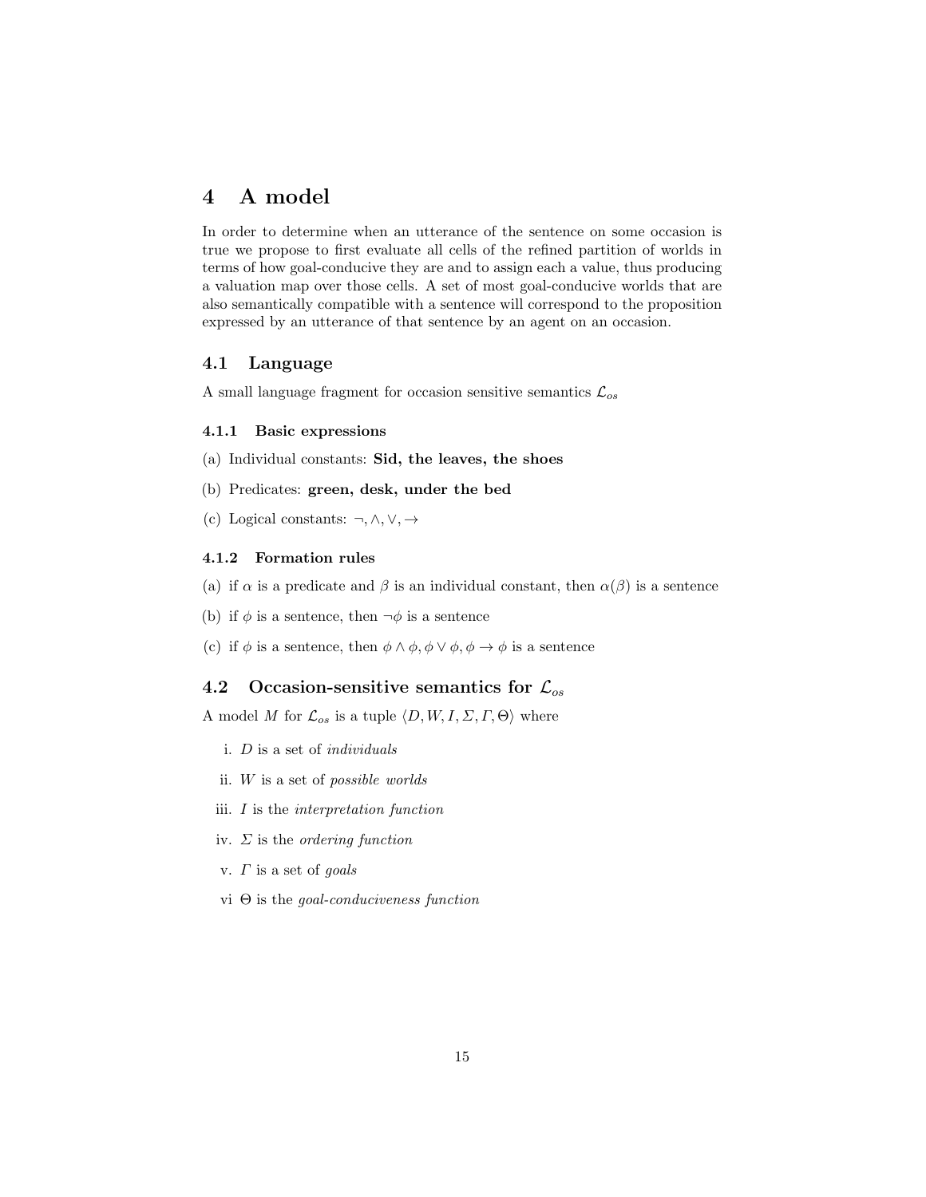# 4 A model

In order to determine when an utterance of the sentence on some occasion is true we propose to first evaluate all cells of the refined partition of worlds in terms of how goal-conducive they are and to assign each a value, thus producing a valuation map over those cells. A set of most goal-conducive worlds that are also semantically compatible with a sentence will correspond to the proposition expressed by an utterance of that sentence by an agent on an occasion.

## 4.1 Language

A small language fragment for occasion sensitive semantics $\mathcal{L}_{os}$

### 4.1.1 Basic expressions

(a) Individual constants: **Sid, the leaves, the shoes**

(b) Predicates: **green, desk, under the bed**

(c) Logical constants: $\neg, \wedge, \vee, \rightarrow$

### 4.1.2 Formation rules

(a) if $\alpha$ is a predicate and $\beta$ is an individual constant, then $\alpha(\beta)$ is a sentence

(b) if $\phi$ is a sentence, then $\neg\phi$ is a sentence

(c) if $\phi$ is a sentence, then $\phi \wedge \phi, \phi \vee \phi, \phi \rightarrow \phi$ is a sentence

## 4.2 Occasion-sensitive semantics for $\mathcal{L}_{os}$

A model $M$ for $\mathcal{L}_{os}$ is a tuple $\langle D, W, I, \Sigma, \Gamma, \Theta \rangle$ where

i. $D$ is a set of *individuals*

ii. $W$ is a set of *possible worlds*

iii. $I$ is the *interpretation function*

iv. $\Sigma$ is the *ordering function*

v. $\Gamma$ is a set of *goals*

vi $\Theta$ is the *goal-conduciveness function*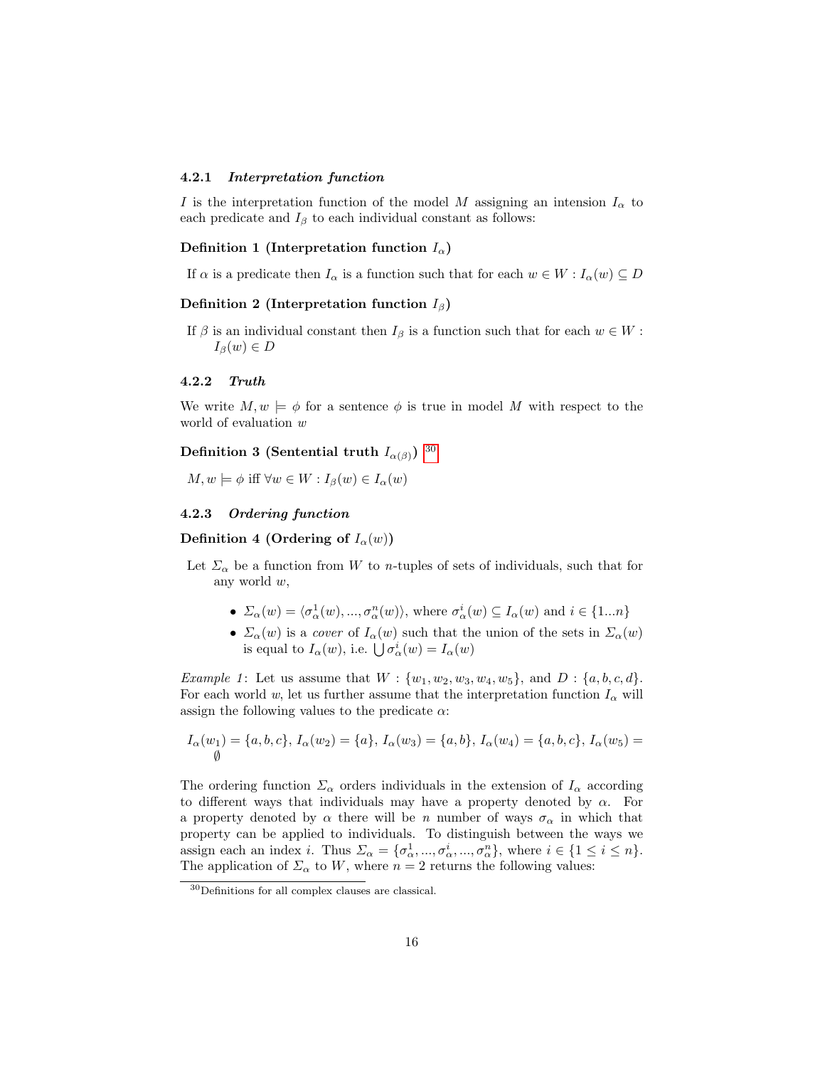#### 4.2.1 *Interpretation function*

$I$ is the interpretation function of the model $M$ assigning an intension $I_\alpha$ to each predicate and $I_\beta$ to each individual constant as follows:

**Definition 1 (Interpretation function $I_\alpha$)**

If $\alpha$ is a predicate then $I_\alpha$ is a function such that for each $w \in W : I_\alpha(w) \subseteq D$

**Definition 2 (Interpretation function $I_\beta$)**

If $\beta$ is an individual constant then $I_\beta$ is a function such that for each $w \in W$ : $I_\beta(w) \in D$

#### 4.2.2 *Truth*

We write $M, w \models \phi$ for a sentence $\phi$ is true in model $M$ with respect to the world of evaluation $w$

**Definition 3 (Sentential truth $I_{\alpha(\beta)}$)** [30]

$M, w \models \phi$ iff $\forall w \in W : I_\beta(w) \in I_\alpha(w)$

#### 4.2.3 *Ordering function*

**Definition 4 (Ordering of $I_\alpha(w)$)**

Let $\Sigma_\alpha$ be a function from $W$ to $n$-tuples of sets of individuals, such that for any world $w$,

- $\Sigma_\alpha(w) = \langle \sigma^1_\alpha(w), ..., \sigma^n_\alpha(w) \rangle$, where $\sigma^i_\alpha(w) \subseteq I_\alpha(w)$ and $i \in \{1...n\}$
- $\Sigma_\alpha(w)$ is a *cover* of $I_\alpha(w)$ such that the union of the sets in $\Sigma_\alpha(w)$ is equal to $I_\alpha(w)$, i.e. $\bigcup \sigma^i_\alpha(w) = I_\alpha(w)$

*Example 1*: Let us assume that $W : \{w_1, w_2, w_3, w_4, w_5\}$, and $D : \{a, b, c, d\}$. For each world $w$, let us further assume that the interpretation function $I_\alpha$ will assign the following values to the predicate $\alpha$:

$I_\alpha(w_1) = \{a, b, c\}$, $I_\alpha(w_2) = \{a\}$, $I_\alpha(w_3) = \{a, b\}$, $I_\alpha(w_4) = \{a, b, c\}$, $I_\alpha(w_5) = \emptyset$

The ordering function $\Sigma_\alpha$ orders individuals in the extension of $I_\alpha$ according to different ways that individuals may have a property denoted by $\alpha$. For a property denoted by $\alpha$ there will be $n$ number of ways $\sigma_\alpha$ in which that property can be applied to individuals. To distinguish between the ways we assign each an index $i$. Thus $\Sigma_\alpha = \{\sigma^1_\alpha, ..., \sigma^i_\alpha, ..., \sigma^n_\alpha\}$, where $i \in \{1 \leq i \leq n\}$. The application of $\Sigma_\alpha$ to $W$, where $n = 2$ returns the following values:

[30] Definitions for all complex clauses are classical.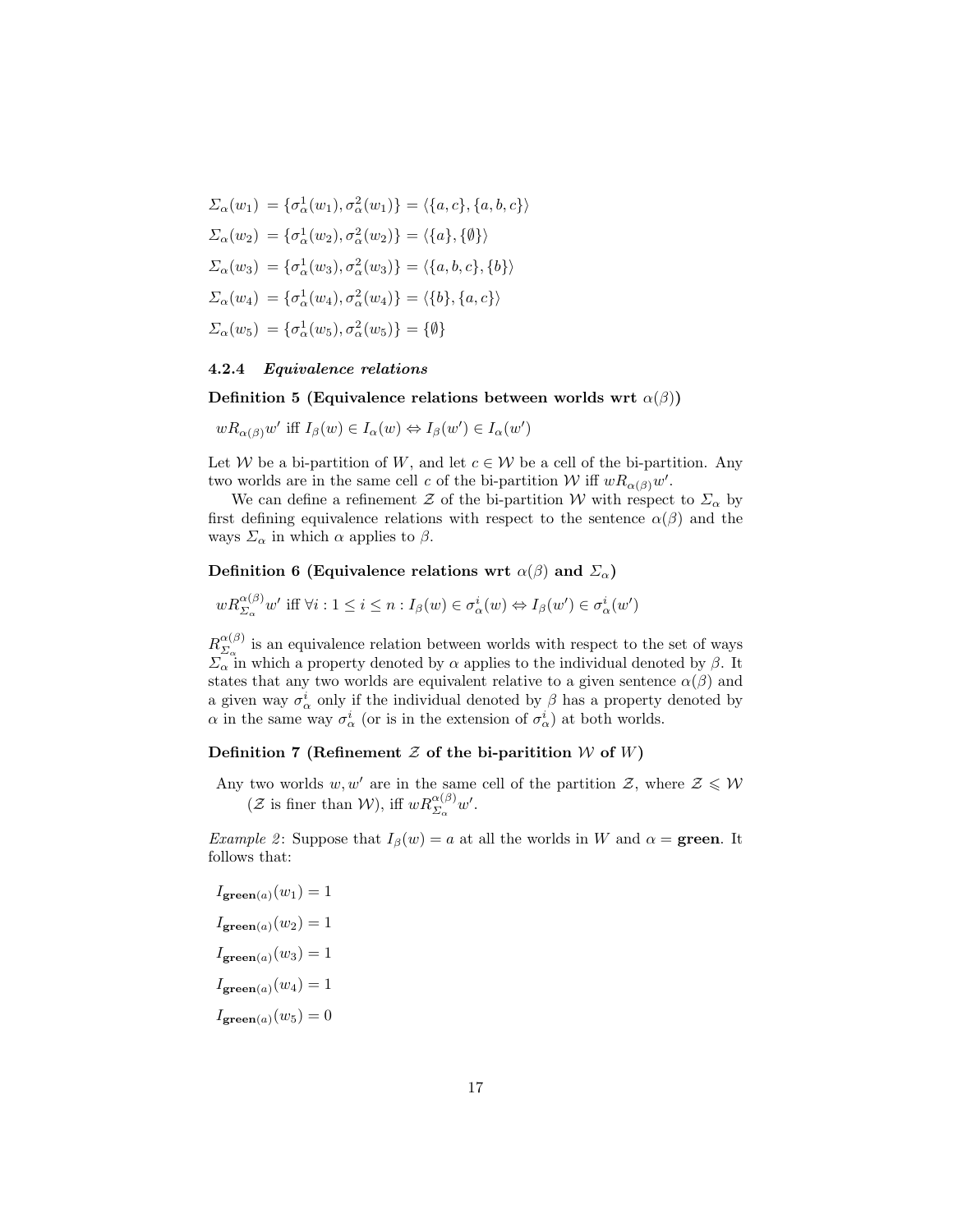$$\Sigma_\alpha(w_1) = \{\sigma^1_\alpha(w_1), \sigma^2_\alpha(w_1)\} = \langle\{a, c\}, \{a, b, c\}\rangle$$

$$\Sigma_\alpha(w_2) = \{\sigma^1_\alpha(w_2), \sigma^2_\alpha(w_2)\} = \langle\{a\}, \{\emptyset\}\rangle$$

$$\Sigma_\alpha(w_3) = \{\sigma^1_\alpha(w_3), \sigma^2_\alpha(w_3)\} = \langle\{a, b, c\}, \{b\}\rangle$$

$$\Sigma_\alpha(w_4) = \{\sigma^1_\alpha(w_4), \sigma^2_\alpha(w_4)\} = \langle\{b\}, \{a, c\}\rangle$$

$$\Sigma_\alpha(w_5) = \{\sigma^1_\alpha(w_5), \sigma^2_\alpha(w_5)\} = \{\emptyset\}$$

#### 4.2.4 *Equivalence relations*

**Definition 5 (Equivalence relations between worlds wrt $\alpha(\beta)$)**

$wR_{\alpha(\beta)}w'$ iff $I_\beta(w) \in I_\alpha(w) \Leftrightarrow I_\beta(w') \in I_\alpha(w')$

Let $\mathcal{W}$ be a bi-partition of $W$, and let $c \in \mathcal{W}$ be a cell of the bi-partition. Any two worlds are in the same cell $c$ of the bi-partition $\mathcal{W}$ iff $wR_{\alpha(\beta)}w'$.

We can define a refinement $\mathcal{Z}$ of the bi-partition $\mathcal{W}$ with respect to $\Sigma_\alpha$ by first defining equivalence relations with respect to the sentence $\alpha(\beta)$ and the ways $\Sigma_\alpha$ in which $\alpha$ applies to $\beta$.

**Definition 6 (Equivalence relations wrt $\alpha(\beta)$ and $\Sigma_\alpha$)**

$wR^{\alpha(\beta)}_{\Sigma_\alpha}w'$ iff $\forall i : 1 \leq i \leq n : I_\beta(w) \in \sigma^i_\alpha(w) \Leftrightarrow I_\beta(w') \in \sigma^i_\alpha(w')$

$R^{\alpha(\beta)}_{\Sigma_\alpha}$ is an equivalence relation between worlds with respect to the set of ways $\Sigma_\alpha$ in which a property denoted by $\alpha$ applies to the individual denoted by $\beta$. It states that any two worlds are equivalent relative to a given sentence $\alpha(\beta)$ and a given way $\sigma^i_\alpha$ only if the individual denoted by $\beta$ has a property denoted by $\alpha$ in the same way $\sigma^i_\alpha$ (or is in the extension of $\sigma^i_\alpha$) at both worlds.

**Definition 7 (Refinement $\mathcal{Z}$ of the bi-paritition $\mathcal{W}$ of $W$)**

Any two worlds $w, w'$ are in the same cell of the partition $\mathcal{Z}$, where $\mathcal{Z} \leqslant \mathcal{W}$ ($\mathcal{Z}$ is finer than $\mathcal{W}$), iff $wR^{\alpha(\beta)}_{\Sigma_\alpha}w'$.

*Example 2*: Suppose that $I_\beta(w) = a$ at all the worlds in $W$ and $\alpha =$ **green**. It follows that:

$$I_{\mathbf{green}(a)}(w_1) = 1$$

$$I_{\mathbf{green}(a)}(w_2) = 1$$

$$I_{\mathbf{green}(a)}(w_3) = 1$$

$$I_{\mathbf{green}(a)}(w_4) = 1$$

$$I_{\mathbf{green}(a)}(w_5) = 0$$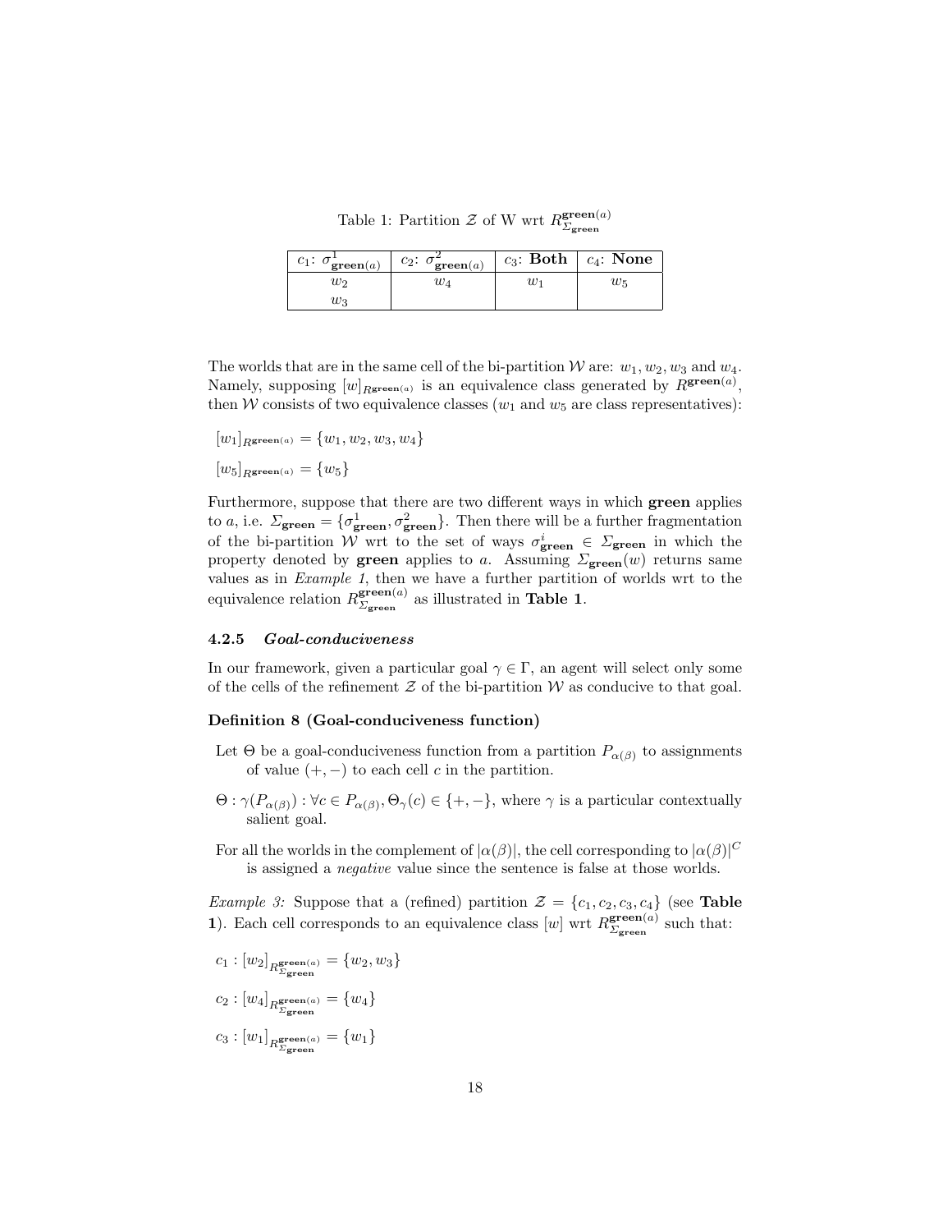Table 1: Partition $\mathcal{Z}$ of W wrt $R^{\mathbf{green}(a)}_{\Sigma_{\mathbf{green}}}$

| $c_1$: $\sigma^1_{\mathbf{green}(a)}$ | $c_2$: $\sigma^2_{\mathbf{green}(a)}$ | $c_3$: **Both** | $c_4$: **None** |
|---|---|---|---|
| $w_2$ | $w_4$ | $w_1$ | $w_5$ |
| $w_3$ | | | |

The worlds that are in the same cell of the bi-partition $\mathcal{W}$ are: $w_1, w_2, w_3$ and $w_4$. Namely, supposing $[w]_{R^{\mathbf{green}(a)}}$ is an equivalence class generated by $R^{\mathbf{green}(a)}$, then $\mathcal{W}$ consists of two equivalence classes ($w_1$ and $w_5$ are class representatives):

$[w_1]_{R^{\mathbf{green}(a)}} = \{w_1, w_2, w_3, w_4\}$

$[w_5]_{R^{\mathbf{green}(a)}} = \{w_5\}$

Furthermore, suppose that there are two different ways in which **green** applies to $a$, i.e. $\Sigma_{\mathbf{green}} = \{\sigma^1_{\mathbf{green}}, \sigma^2_{\mathbf{green}}\}$. Then there will be a further fragmentation of the bi-partition $\mathcal{W}$ wrt to the set of ways $\sigma^i_{\mathbf{green}} \in \Sigma_{\mathbf{green}}$ in which the property denoted by **green** applies to $a$. Assuming $\Sigma_{\mathbf{green}}(w)$ returns same values as in *Example 1*, then we have a further partition of worlds wrt to the equivalence relation $R^{\mathbf{green}(a)}_{\Sigma_{\mathbf{green}}}$ as illustrated in **Table 1**.

#### 4.2.5 *Goal-conduciveness*

In our framework, given a particular goal $\gamma \in \Gamma$, an agent will select only some of the cells of the refinement $\mathcal{Z}$ of the bi-partition $\mathcal{W}$ as conducive to that goal.

**Definition 8 (Goal-conduciveness function)**

Let $\Theta$ be a goal-conduciveness function from a partition $P_{\alpha(\beta)}$ to assignments of value $(+, -)$ to each cell $c$ in the partition.

$\Theta : \gamma(P_{\alpha(\beta)}) : \forall c \in P_{\alpha(\beta)}, \Theta_\gamma(c) \in \{+, -\}$, where $\gamma$ is a particular contextually salient goal.

For all the worlds in the complement of $|\alpha(\beta)|$, the cell corresponding to $|\alpha(\beta)|^C$ is assigned a *negative* value since the sentence is false at those worlds.

*Example 3:* Suppose that a (refined) partition $\mathcal{Z} = \{c_1, c_2, c_3, c_4\}$ (see **Table 1**). Each cell corresponds to an equivalence class $[w]$ wrt $R^{\mathbf{green}(a)}_{\Sigma_{\mathbf{green}}}$ such that:

$c_1 : [w_2]_{R^{\mathbf{green}(a)}_{\Sigma_{\mathbf{green}}}} = \{w_2, w_3\}$

$c_2 : [w_4]_{R^{\mathbf{green}(a)}_{\Sigma_{\mathbf{green}}}} = \{w_4\}$

$c_3 : [w_1]_{R^{\mathbf{green}(a)}_{\Sigma_{\mathbf{green}}}} = \{w_1\}$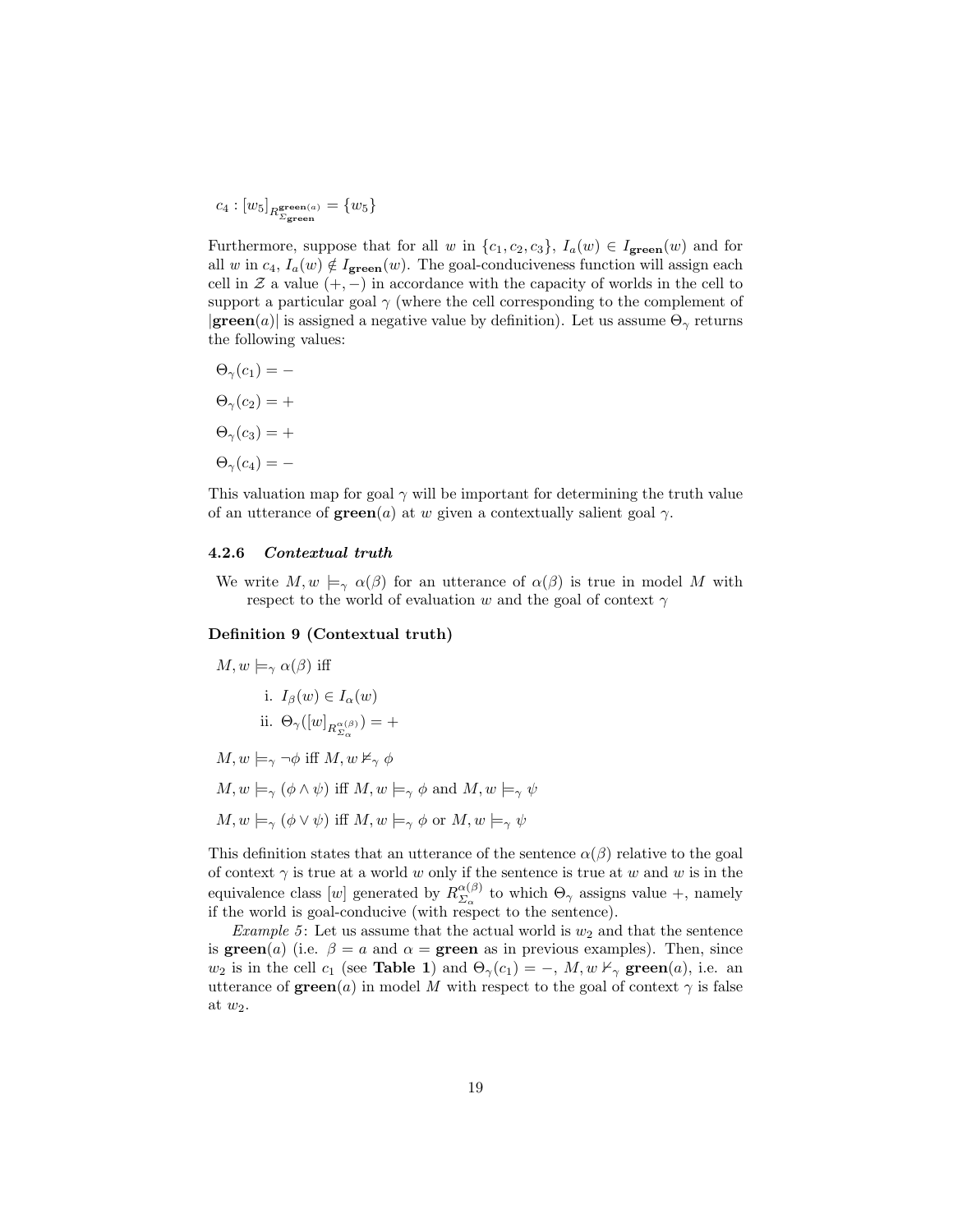$c_4 : [w_5]_{R^{\mathbf{green}(a)}_{\Sigma_{\mathbf{green}}}} = \{w_5\}$

Furthermore, suppose that for all $w$ in $\{c_1, c_2, c_3\}$, $I_a(w) \in I_{\mathbf{green}}(w)$ and for all $w$ in $c_4$, $I_a(w) \notin I_{\mathbf{green}}(w)$. The goal-conduciveness function will assign each cell in $\mathcal{Z}$ a value $(+, -)$ in accordance with the capacity of worlds in the cell to support a particular goal $\gamma$ (where the cell corresponding to the complement of $|\mathbf{green}(a)|$ is assigned a negative value by definition). Let us assume $\Theta_\gamma$ returns the following values:

$\Theta_\gamma(c_1) = -$

$\Theta_\gamma(c_2) = +$

$\Theta_\gamma(c_3) = +$

$\Theta_\gamma(c_4) = -$

This valuation map for goal $\gamma$ will be important for determining the truth value of an utterance of $\mathbf{green}(a)$ at $w$ given a contextually salient goal $\gamma$.

#### 4.2.6 *Contextual truth*

We write $M, w \models_\gamma \alpha(\beta)$ for an utterance of $\alpha(\beta)$ is true in model $M$ with respect to the world of evaluation $w$ and the goal of context $\gamma$

**Definition 9 (Contextual truth)**

$M, w \models_\gamma \alpha(\beta)$ iff

i. $I_\beta(w) \in I_\alpha(w)$

ii. $\Theta_\gamma([w]_{R^{\alpha(\beta)}_{\Sigma_\alpha}}) = +$

$M, w \models_\gamma \neg\phi$ iff $M, w \not\models_\gamma \phi$

$M, w \models_\gamma (\phi \wedge \psi)$ iff $M, w \models_\gamma \phi$ and $M, w \models_\gamma \psi$

$M, w \models_\gamma (\phi \vee \psi)$ iff $M, w \models_\gamma \phi$ or $M, w \models_\gamma \psi$

This definition states that an utterance of the sentence $\alpha(\beta)$ relative to the goal of context $\gamma$ is true at a world $w$ only if the sentence is true at $w$ and $w$ is in the equivalence class $[w]$ generated by $R^{\alpha(\beta)}_{\Sigma_\alpha}$ to which $\Theta_\gamma$ assigns value $+$, namely if the world is goal-conducive (with respect to the sentence).

*Example 5*: Let us assume that the actual world is $w_2$ and that the sentence is $\mathbf{green}(a)$ (i.e. $\beta = a$ and $\alpha = \mathbf{green}$ as in previous examples). Then, since $w_2$ is in the cell $c_1$ (see **Table 1**) and $\Theta_\gamma(c_1) = -$, $M, w \not\models_\gamma \mathbf{green}(a)$, i.e. an utterance of $\mathbf{green}(a)$ in model $M$ with respect to the goal of context $\gamma$ is false at $w_2$.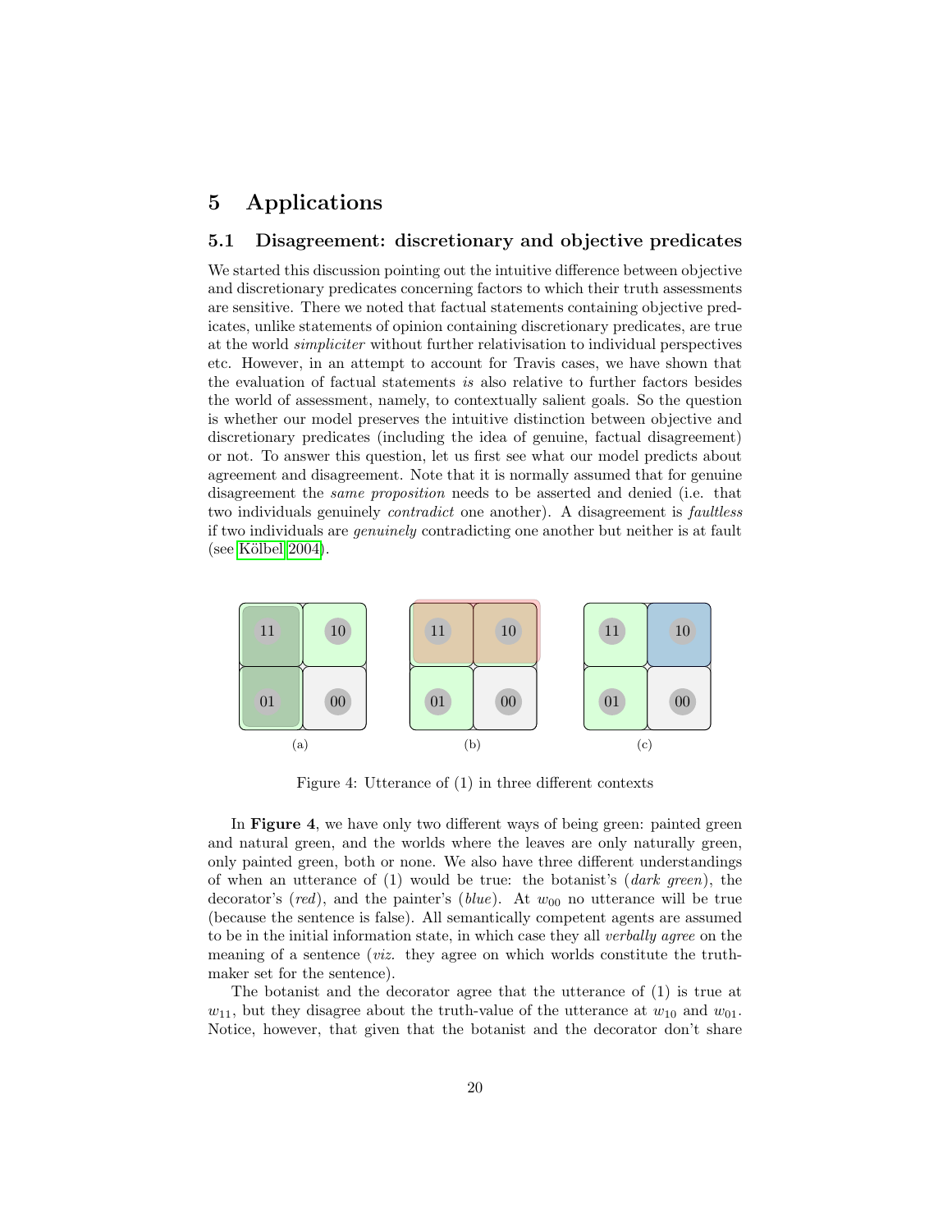# 5 Applications

## 5.1 Disagreement: discretionary and objective predicates

We started this discussion pointing out the intuitive difference between objective and discretionary predicates concerning factors to which their truth assessments are sensitive. There we noted that factual statements containing objective predicates, unlike statements of opinion containing discretionary predicates, are true at the world *simpliciter* without further relativisation to individual perspectives etc. However, in an attempt to account for Travis cases, we have shown that the evaluation of factual statements *is* also relative to further factors besides the world of assessment, namely, to contextually salient goals. So the question is whether our model preserves the intuitive distinction between objective and discretionary predicates (including the idea of genuine, factual disagreement) or not. To answer this question, let us first see what our model predicts about agreement and disagreement. Note that it is normally assumed that for genuine disagreement the *same proposition* needs to be asserted and denied (i.e. that two individuals genuinely *contradict* one another). A disagreement is *faultless* if two individuals are *genuinely* contradicting one another but neither is at fault (see Kölbel 2004).

| 11 | 10 |
|---|---|
| 01 | 00 |

(a)

| 11 | 10 |
|---|---|
| 01 | 00 |

(b)

| 11 | 10 |
|---|---|
| 01 | 00 |

(c)

Figure 4: Utterance of (1) in three different contexts

In **Figure 4**, we have only two different ways of being green: painted green and natural green, and the worlds where the leaves are only naturally green, only painted green, both or none. We also have three different understandings of when an utterance of (1) would be true: the botanist's (*dark green*), the decorator's (*red*), and the painter's (*blue*). At $w_{00}$ no utterance will be true (because the sentence is false). All semantically competent agents are assumed to be in the initial information state, in which case they all *verbally agree* on the meaning of a sentence (*viz.* they agree on which worlds constitute the truth-maker set for the sentence).

The botanist and the decorator agree that the utterance of (1) is true at $w_{11}$, but they disagree about the truth-value of the utterance at $w_{10}$ and $w_{01}$. Notice, however, that given that the botanist and the decorator don't share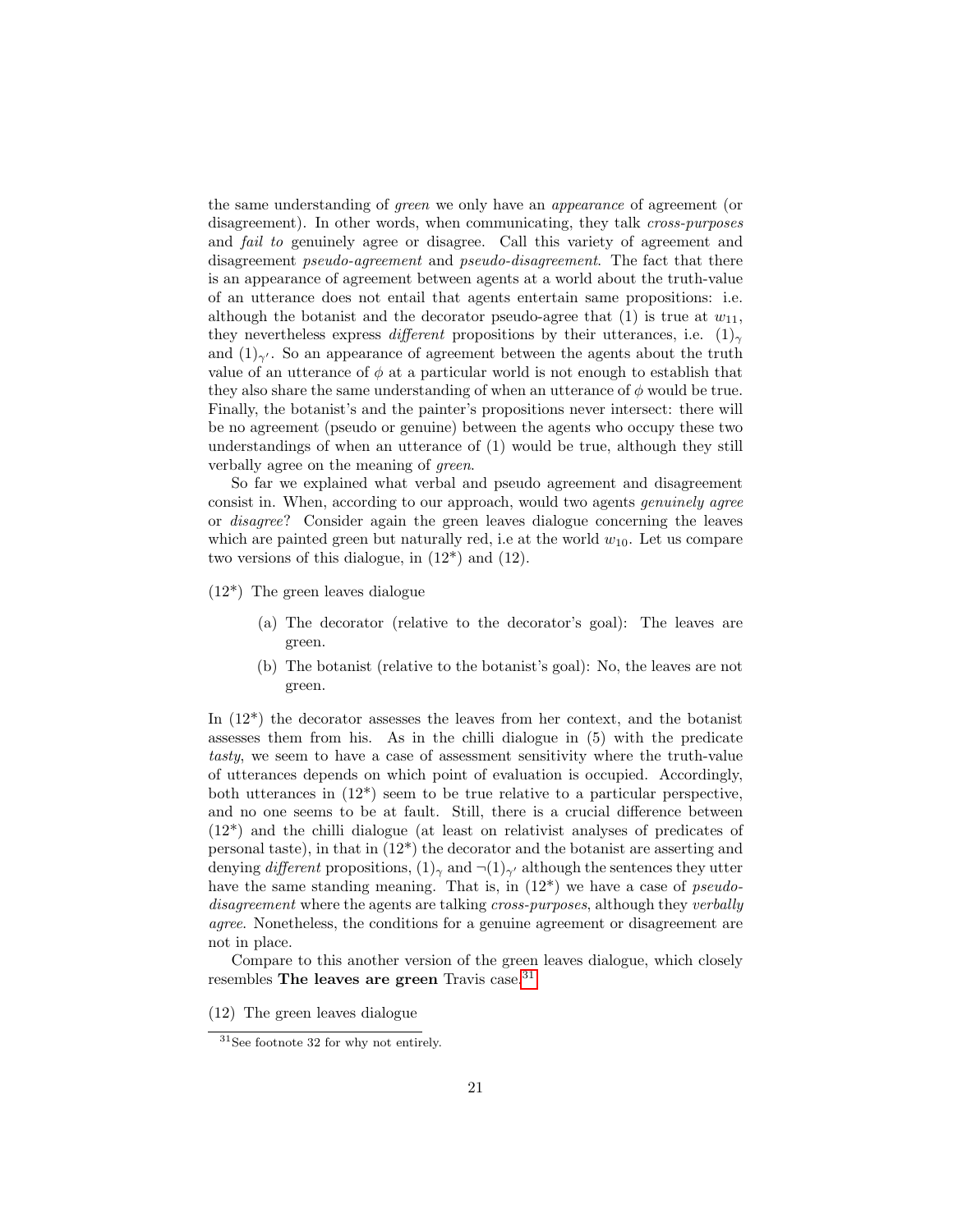the same understanding of *green* we only have an *appearance* of agreement (or disagreement). In other words, when communicating, they talk *cross-purposes* and *fail to* genuinely agree or disagree. Call this variety of agreement and disagreement *pseudo-agreement* and *pseudo-disagreement*. The fact that there is an appearance of agreement between agents at a world about the truth-value of an utterance does not entail that agents entertain same propositions: i.e. although the botanist and the decorator pseudo-agree that (1) is true at $w_{11}$, they nevertheless express *different* propositions by their utterances, i.e. $(1)_\gamma$ and $(1)_{\gamma'}$. So an appearance of agreement between the agents about the truth value of an utterance of $\phi$ at a particular world is not enough to establish that they also share the same understanding of when an utterance of $\phi$ would be true. Finally, the botanist's and the painter's propositions never intersect: there will be no agreement (pseudo or genuine) between the agents who occupy these two understandings of when an utterance of (1) would be true, although they still verbally agree on the meaning of *green*.

So far we explained what verbal and pseudo agreement and disagreement consist in. When, according to our approach, would two agents *genuinely agree* or *disagree*? Consider again the green leaves dialogue concerning the leaves which are painted green but naturally red, i.e at the world $w_{10}$. Let us compare two versions of this dialogue, in (12*) and (12).

(12*) The green leaves dialogue

- (a) The decorator (relative to the decorator's goal): The leaves are green.
- (b) The botanist (relative to the botanist's goal): No, the leaves are not green.

In (12*) the decorator assesses the leaves from her context, and the botanist assesses them from his. As in the chilli dialogue in (5) with the predicate *tasty*, we seem to have a case of assessment sensitivity where the truth-value of utterances depends on which point of evaluation is occupied. Accordingly, both utterances in (12*) seem to be true relative to a particular perspective, and no one seems to be at fault. Still, there is a crucial difference between (12*) and the chilli dialogue (at least on relativist analyses of predicates of personal taste), in that in (12*) the decorator and the botanist are asserting and denying *different* propositions, $(1)_\gamma$ and $\neg(1)_{\gamma'}$ although the sentences they utter have the same standing meaning. That is, in (12*) we have a case of *pseudo-disagreement* where the agents are talking *cross-purposes*, although they *verbally agree*. Nonetheless, the conditions for a genuine agreement or disagreement are not in place.

Compare to this another version of the green leaves dialogue, which closely resembles **The leaves are green** Travis case.[31]

(12) The green leaves dialogue

[31] See footnote 32 for why not entirely.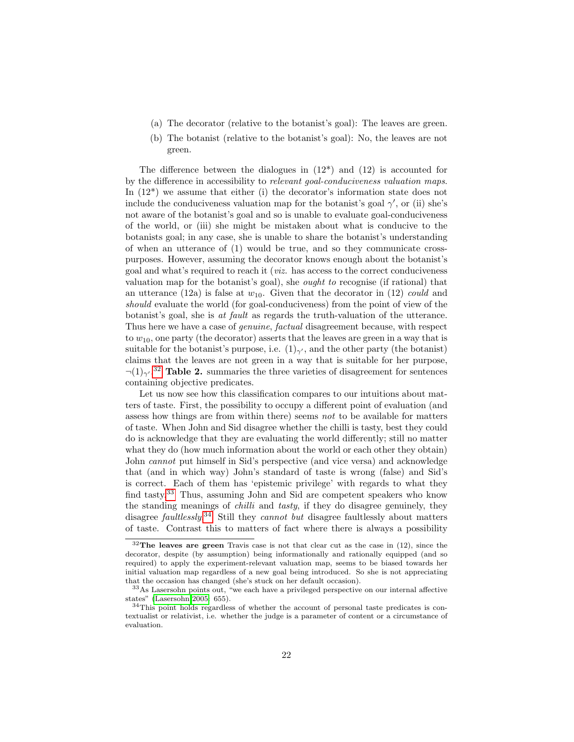(a) The decorator (relative to the botanist's goal): The leaves are green.

(b) The botanist (relative to the botanist's goal): No, the leaves are not green.

The difference between the dialogues in (12*) and (12) is accounted for by the difference in accessibility to *relevant goal-conduciveness valuation maps*. In (12*) we assume that either (i) the decorator's information state does not include the conduciveness valuation map for the botanist's goal $\gamma'$, or (ii) she's not aware of the botanist's goal and so is unable to evaluate goal-conduciveness of the world, or (iii) she might be mistaken about what is conducive to the botanists goal; in any case, she is unable to share the botanist's understanding of when an utterance of (1) would be true, and so they communicate cross-purposes. However, assuming the decorator knows enough about the botanist's goal and what's required to reach it (*viz.* has access to the correct conduciveness valuation map for the botanist's goal), she *ought to* recognise (if rational) that an utterance (12a) is false at $w_{10}$. Given that the decorator in (12) *could* and *should* evaluate the world (for goal-conduciveness) from the point of view of the botanist's goal, she is *at fault* as regards the truth-valuation of the utterance. Thus here we have a case of *genuine*, *factual* disagreement because, with respect to $w_{10}$, one party (the decorator) asserts that the leaves are green in a way that is suitable for the botanist's purpose, i.e. $(1)_{\gamma'}$, and the other party (the botanist) claims that the leaves are not green in a way that is suitable for her purpose, $\neg(1)_{\gamma'}$.[32] **Table 2.** summaries the three varieties of disagreement for sentences containing objective predicates.

Let us now see how this classification compares to our intuitions about matters of taste. First, the possibility to occupy a different point of evaluation (and assess how things are from within there) seems *not* to be available for matters of taste. When John and Sid disagree whether the chilli is tasty, best they could do is acknowledge that they are evaluating the world differently; still no matter what they do (how much information about the world or each other they obtain) John *cannot* put himself in Sid's perspective (and vice versa) and acknowledge that (and in which way) John's standard of taste is wrong (false) and Sid's is correct. Each of them has 'epistemic privilege' with regards to what they find tasty.[33] Thus, assuming John and Sid are competent speakers who know the standing meanings of *chilli* and *tasty*, if they do disagree genuinely, they disagree *faultlessly*.[34] Still they *cannot but* disagree faultlessly about matters of taste. Contrast this to matters of fact where there is always a possibility

---

[32] **The leaves are green** Travis case is not that clear cut as the case in (12), since the decorator, despite (by assumption) being informationally and rationally equipped (and so required) to apply the experiment-relevant valuation map, seems to be biased towards her initial valuation map regardless of a new goal being introduced. So she is not appreciating that the occasion has changed (she's stuck on her default occasion).

[33] As Lasersohn points out, "we each have a privileged perspective on our internal affective states" (Lasersohn 2005: 655).

[34] This point holds regardless of whether the account of personal taste predicates is contextualist or relativist, i.e. whether the judge is a parameter of content or a circumstance of evaluation.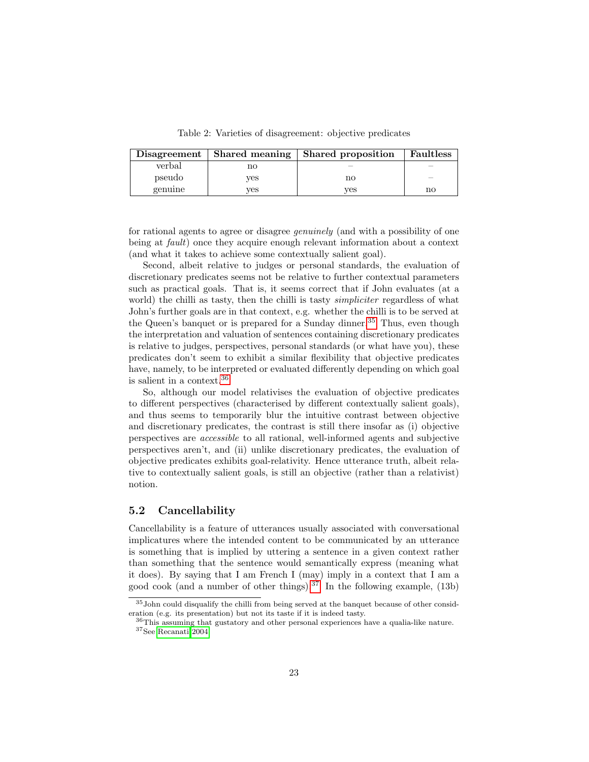Table 2: Varieties of disagreement: objective predicates

| Disagreement | Shared meaning | Shared proposition | Faultless |
|---|---|---|---|
| verbal | no | – | – |
| pseudo | yes | no | – |
| genuine | yes | yes | no |

for rational agents to agree or disagree *genuinely* (and with a possibility of one being at *fault*) once they acquire enough relevant information about a context (and what it takes to achieve some contextually salient goal).

Second, albeit relative to judges or personal standards, the evaluation of discretionary predicates seems not be relative to further contextual parameters such as practical goals. That is, it seems correct that if John evaluates (at a world) the chilli as tasty, then the chilli is tasty *simpliciter* regardless of what John's further goals are in that context, e.g. whether the chilli is to be served at the Queen's banquet or is prepared for a Sunday dinner.[35] Thus, even though the interpretation and valuation of sentences containing discretionary predicates is relative to judges, perspectives, personal standards (or what have you), these predicates don't seem to exhibit a similar flexibility that objective predicates have, namely, to be interpreted or evaluated differently depending on which goal is salient in a context.[36]

So, although our model relativises the evaluation of objective predicates to different perspectives (characterised by different contextually salient goals), and thus seems to temporarily blur the intuitive contrast between objective and discretionary predicates, the contrast is still there insofar as (i) objective perspectives are *accessible* to all rational, well-informed agents and subjective perspectives aren't, and (ii) unlike discretionary predicates, the evaluation of objective predicates exhibits goal-relativity. Hence utterance truth, albeit relative to contextually salient goals, is still an objective (rather than a relativist) notion.

## 5.2 Cancellability

Cancellability is a feature of utterances usually associated with conversational implicatures where the intended content to be communicated by an utterance is something that is implied by uttering a sentence in a given context rather than something that the sentence would semantically express (meaning what it does). By saying that I am French I (may) imply in a context that I am a good cook (and a number of other things).[37] In the following example, (13b)

[35] John could disqualify the chilli from being served at the banquet because of other consideration (e.g. its presentation) but not its taste if it is indeed tasty.

[36] This assuming that gustatory and other personal experiences have a qualia-like nature.

[37] See Recanati 2004.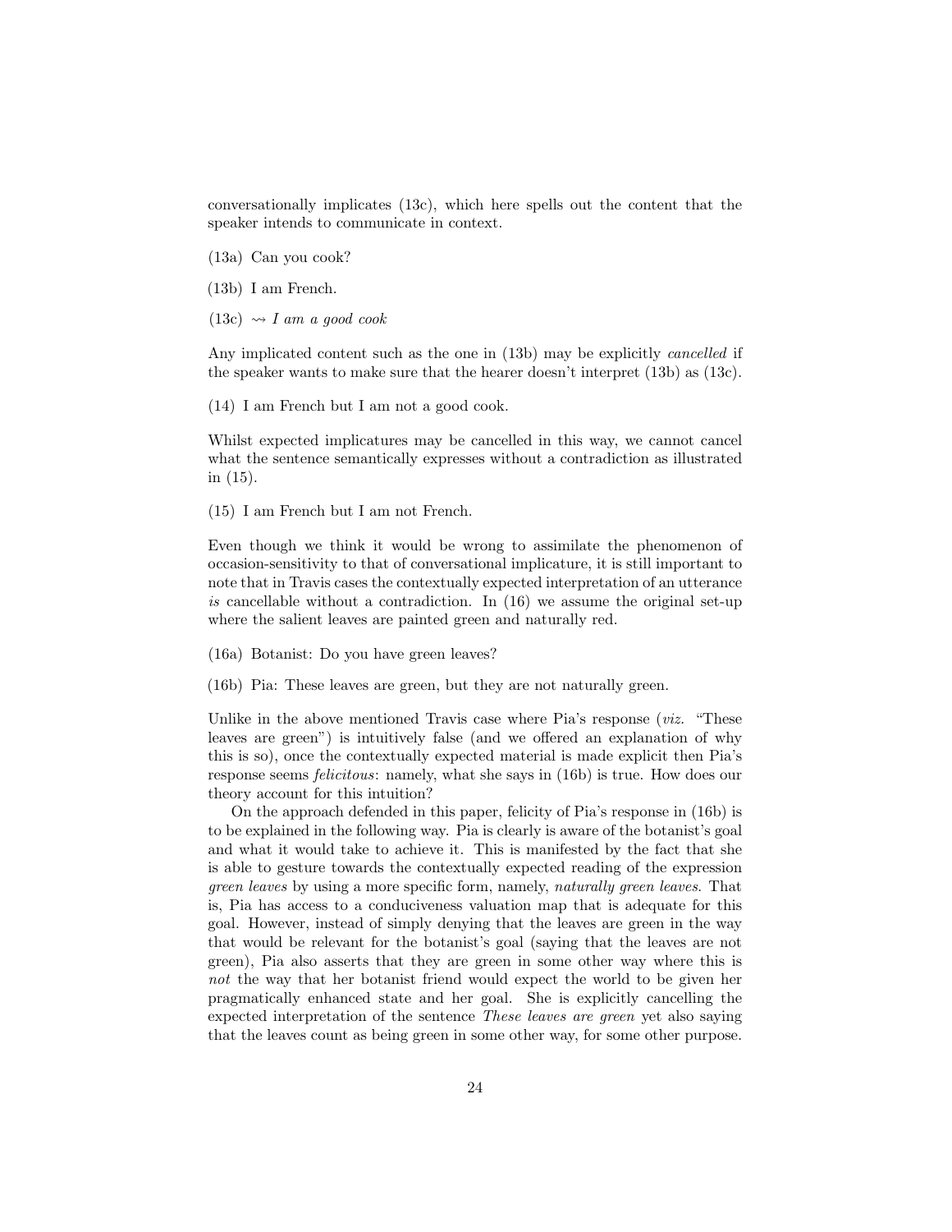conversationally implicates (13c), which here spells out the content that the speaker intends to communicate in context.

(13a) Can you cook?

(13b) I am French.

(13c) $\rightsquigarrow$ *I am a good cook*

Any implicated content such as the one in (13b) may be explicitly *cancelled* if the speaker wants to make sure that the hearer doesn't interpret (13b) as (13c).

(14) I am French but I am not a good cook.

Whilst expected implicatures may be cancelled in this way, we cannot cancel what the sentence semantically expresses without a contradiction as illustrated in (15).

(15) I am French but I am not French.

Even though we think it would be wrong to assimilate the phenomenon of occasion-sensitivity to that of conversational implicature, it is still important to note that in Travis cases the contextually expected interpretation of an utterance *is* cancellable without a contradiction. In (16) we assume the original set-up where the salient leaves are painted green and naturally red.

(16a) Botanist: Do you have green leaves?

(16b) Pia: These leaves are green, but they are not naturally green.

Unlike in the above mentioned Travis case where Pia's response (*viz.* "These leaves are green") is intuitively false (and we offered an explanation of why this is so), once the contextually expected material is made explicit then Pia's response seems *felicitous*: namely, what she says in (16b) is true. How does our theory account for this intuition?

On the approach defended in this paper, felicity of Pia's response in (16b) is to be explained in the following way. Pia is clearly is aware of the botanist's goal and what it would take to achieve it. This is manifested by the fact that she is able to gesture towards the contextually expected reading of the expression *green leaves* by using a more specific form, namely, *naturally green leaves*. That is, Pia has access to a conduciveness valuation map that is adequate for this goal. However, instead of simply denying that the leaves are green in the way that would be relevant for the botanist's goal (saying that the leaves are not green), Pia also asserts that they are green in some other way where this is *not* the way that her botanist friend would expect the world to be given her pragmatically enhanced state and her goal. She is explicitly cancelling the expected interpretation of the sentence *These leaves are green* yet also saying that the leaves count as being green in some other way, for some other purpose.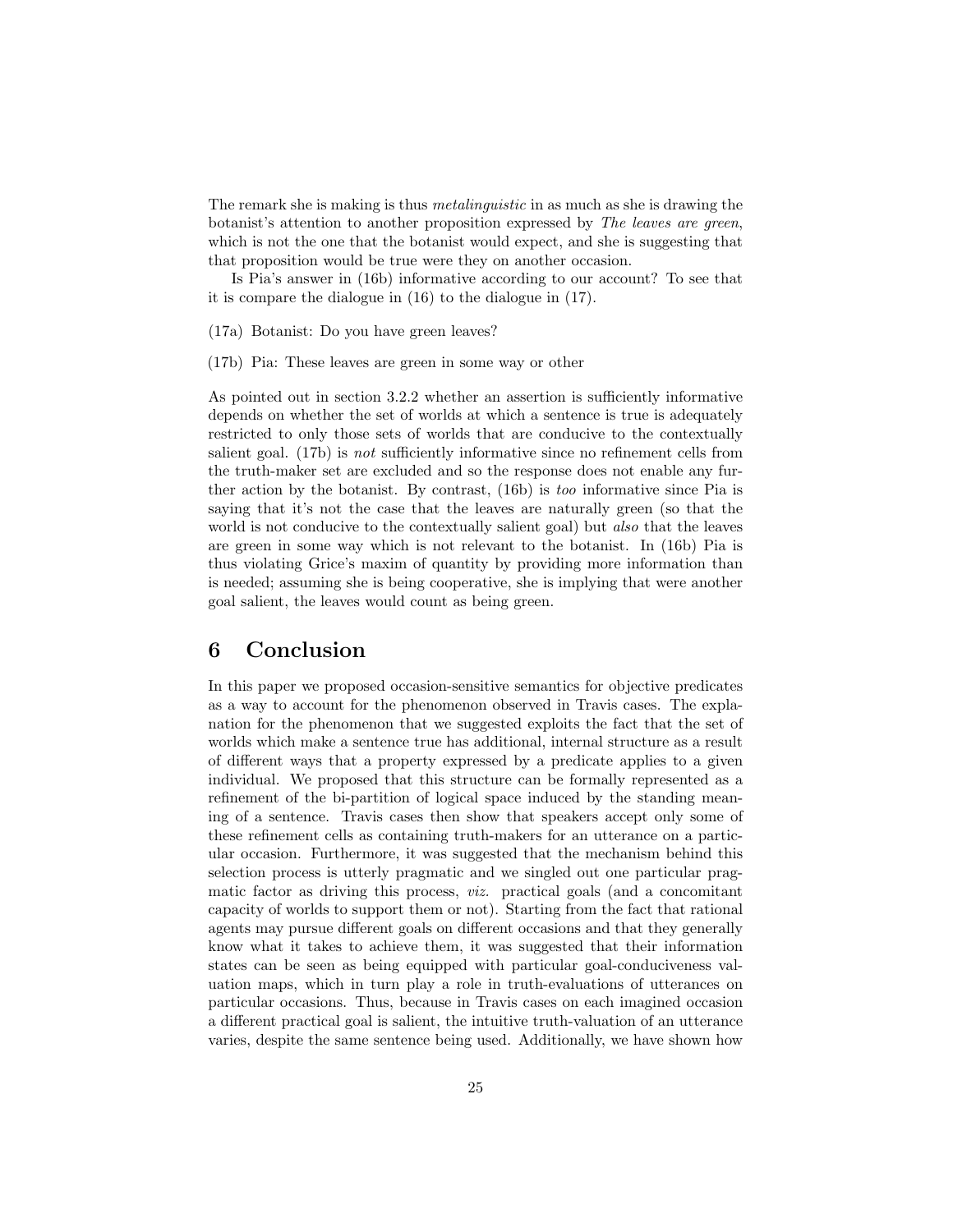The remark she is making is thus *metalinguistic* in as much as she is drawing the botanist's attention to another proposition expressed by *The leaves are green*, which is not the one that the botanist would expect, and she is suggesting that that proposition would be true were they on another occasion.

Is Pia's answer in (16b) informative according to our account? To see that it is compare the dialogue in (16) to the dialogue in (17).

(17a) Botanist: Do you have green leaves?

(17b) Pia: These leaves are green in some way or other

As pointed out in section 3.2.2 whether an assertion is sufficiently informative depends on whether the set of worlds at which a sentence is true is adequately restricted to only those sets of worlds that are conducive to the contextually salient goal. (17b) is *not* sufficiently informative since no refinement cells from the truth-maker set are excluded and so the response does not enable any further action by the botanist. By contrast, (16b) is *too* informative since Pia is saying that it's not the case that the leaves are naturally green (so that the world is not conducive to the contextually salient goal) but *also* that the leaves are green in some way which is not relevant to the botanist. In (16b) Pia is thus violating Grice's maxim of quantity by providing more information than is needed; assuming she is being cooperative, she is implying that were another goal salient, the leaves would count as being green.

# 6 Conclusion

In this paper we proposed occasion-sensitive semantics for objective predicates as a way to account for the phenomenon observed in Travis cases. The explanation for the phenomenon that we suggested exploits the fact that the set of worlds which make a sentence true has additional, internal structure as a result of different ways that a property expressed by a predicate applies to a given individual. We proposed that this structure can be formally represented as a refinement of the bi-partition of logical space induced by the standing meaning of a sentence. Travis cases then show that speakers accept only some of these refinement cells as containing truth-makers for an utterance on a particular occasion. Furthermore, it was suggested that the mechanism behind this selection process is utterly pragmatic and we singled out one particular pragmatic factor as driving this process, *viz.* practical goals (and a concomitant capacity of worlds to support them or not). Starting from the fact that rational agents may pursue different goals on different occasions and that they generally know what it takes to achieve them, it was suggested that their information states can be seen as being equipped with particular goal-conduciveness valuation maps, which in turn play a role in truth-evaluations of utterances on particular occasions. Thus, because in Travis cases on each imagined occasion a different practical goal is salient, the intuitive truth-valuation of an utterance varies, despite the same sentence being used. Additionally, we have shown how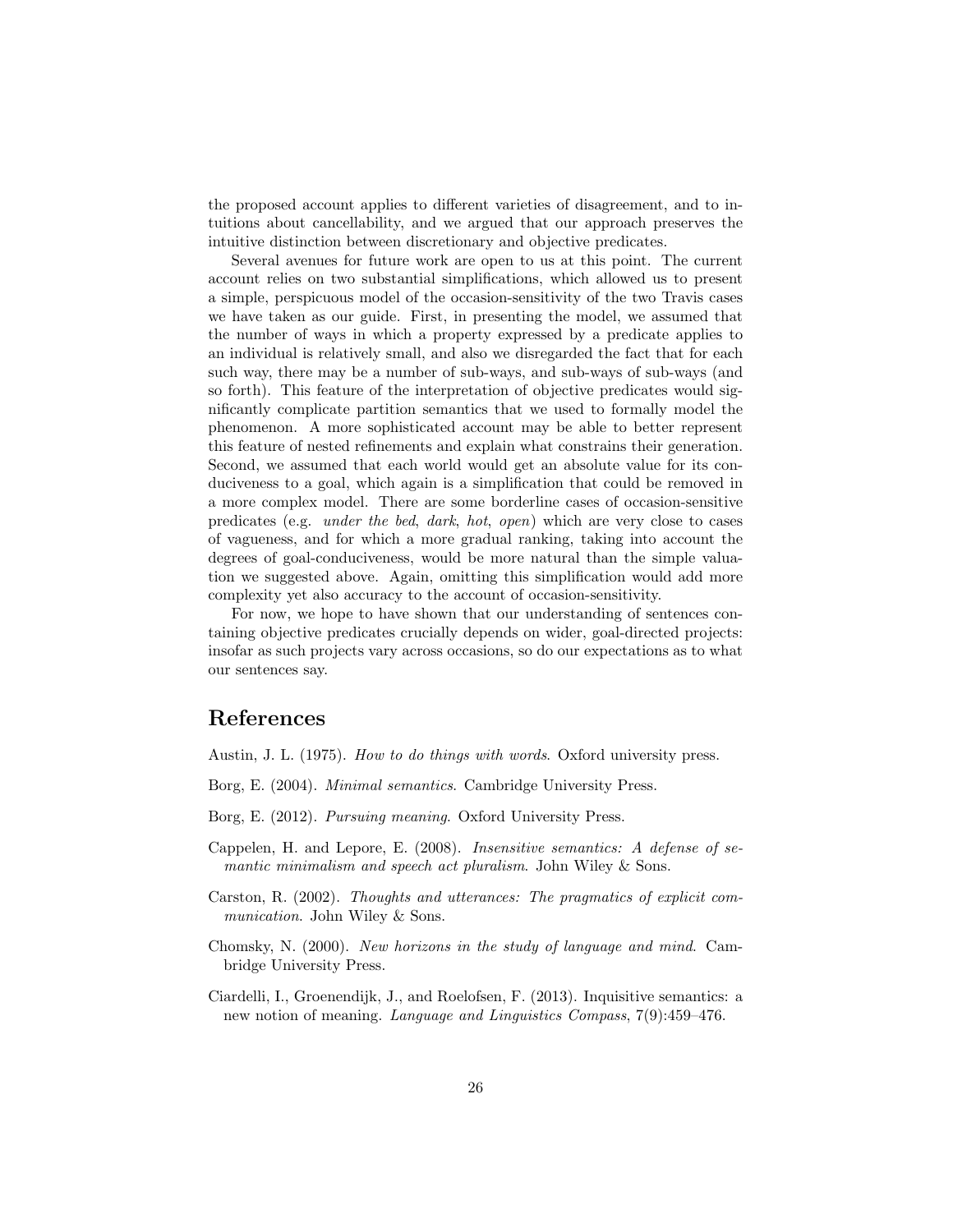the proposed account applies to different varieties of disagreement, and to intuitions about cancellability, and we argued that our approach preserves the intuitive distinction between discretionary and objective predicates.

Several avenues for future work are open to us at this point. The current account relies on two substantial simplifications, which allowed us to present a simple, perspicuous model of the occasion-sensitivity of the two Travis cases we have taken as our guide. First, in presenting the model, we assumed that the number of ways in which a property expressed by a predicate applies to an individual is relatively small, and also we disregarded the fact that for each such way, there may be a number of sub-ways, and sub-ways of sub-ways (and so forth). This feature of the interpretation of objective predicates would significantly complicate partition semantics that we used to formally model the phenomenon. A more sophisticated account may be able to better represent this feature of nested refinements and explain what constrains their generation. Second, we assumed that each world would get an absolute value for its conduciveness to a goal, which again is a simplification that could be removed in a more complex model. There are some borderline cases of occasion-sensitive predicates (e.g. *under the bed*, *dark*, *hot*, *open*) which are very close to cases of vagueness, and for which a more gradual ranking, taking into account the degrees of goal-conduciveness, would be more natural than the simple valuation we suggested above. Again, omitting this simplification would add more complexity yet also accuracy to the account of occasion-sensitivity.

For now, we hope to have shown that our understanding of sentences containing objective predicates crucially depends on wider, goal-directed projects: insofar as such projects vary across occasions, so do our expectations as to what our sentences say.

## References

Austin, J. L. (1975). *How to do things with words*. Oxford university press.

Borg, E. (2004). *Minimal semantics*. Cambridge University Press.

Borg, E. (2012). *Pursuing meaning*. Oxford University Press.

Cappelen, H. and Lepore, E. (2008). *Insensitive semantics: A defense of semantic minimalism and speech act pluralism*. John Wiley & Sons.

Carston, R. (2002). *Thoughts and utterances: The pragmatics of explicit communication*. John Wiley & Sons.

Chomsky, N. (2000). *New horizons in the study of language and mind*. Cambridge University Press.

Ciardelli, I., Groenendijk, J., and Roelofsen, F. (2013). Inquisitive semantics: a new notion of meaning. *Language and Linguistics Compass*, 7(9):459–476.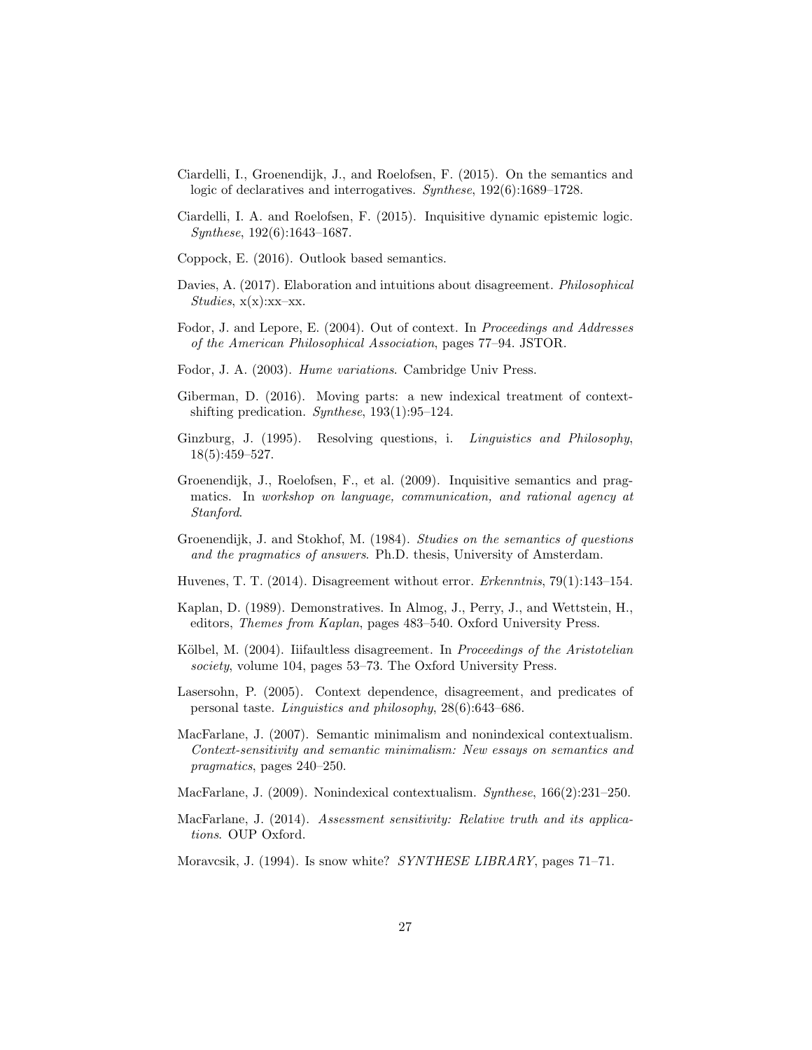Ciardelli, I., Groenendijk, J., and Roelofsen, F. (2015). On the semantics and logic of declaratives and interrogatives. *Synthese*, 192(6):1689–1728.

Ciardelli, I. A. and Roelofsen, F. (2015). Inquisitive dynamic epistemic logic. *Synthese*, 192(6):1643–1687.

Coppock, E. (2016). Outlook based semantics.

Davies, A. (2017). Elaboration and intuitions about disagreement. *Philosophical Studies*, x(x):xx–xx.

Fodor, J. and Lepore, E. (2004). Out of context. In *Proceedings and Addresses of the American Philosophical Association*, pages 77–94. JSTOR.

Fodor, J. A. (2003). *Hume variations*. Cambridge Univ Press.

Giberman, D. (2016). Moving parts: a new indexical treatment of context-shifting predication. *Synthese*, 193(1):95–124.

Ginzburg, J. (1995). Resolving questions, i. *Linguistics and Philosophy*, 18(5):459–527.

Groenendijk, J., Roelofsen, F., et al. (2009). Inquisitive semantics and pragmatics. In *workshop on language, communication, and rational agency at Stanford*.

Groenendijk, J. and Stokhof, M. (1984). *Studies on the semantics of questions and the pragmatics of answers*. Ph.D. thesis, University of Amsterdam.

Huvenes, T. T. (2014). Disagreement without error. *Erkenntnis*, 79(1):143–154.

Kaplan, D. (1989). Demonstratives. In Almog, J., Perry, J., and Wettstein, H., editors, *Themes from Kaplan*, pages 483–540. Oxford University Press.

Kölbel, M. (2004). Iiifaultless disagreement. In *Proceedings of the Aristotelian society*, volume 104, pages 53–73. The Oxford University Press.

Lasersohn, P. (2005). Context dependence, disagreement, and predicates of personal taste. *Linguistics and philosophy*, 28(6):643–686.

MacFarlane, J. (2007). Semantic minimalism and nonindexical contextualism. *Context-sensitivity and semantic minimalism: New essays on semantics and pragmatics*, pages 240–250.

MacFarlane, J. (2009). Nonindexical contextualism. *Synthese*, 166(2):231–250.

MacFarlane, J. (2014). *Assessment sensitivity: Relative truth and its applications*. OUP Oxford.

Moravcsik, J. (1994). Is snow white? *SYNTHESE LIBRARY*, pages 71–71.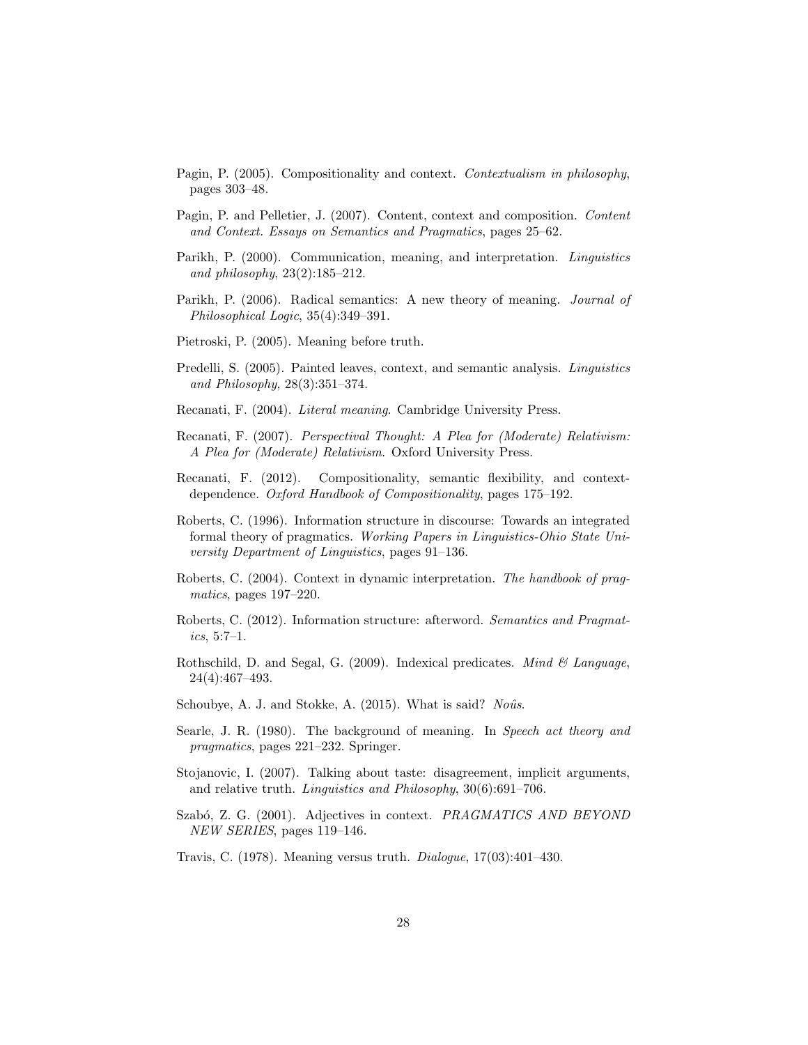Pagin, P. (2005). Compositionality and context. *Contextualism in philosophy*, pages 303–48.

Pagin, P. and Pelletier, J. (2007). Content, context and composition. *Content and Context. Essays on Semantics and Pragmatics*, pages 25–62.

Parikh, P. (2000). Communication, meaning, and interpretation. *Linguistics and philosophy*, 23(2):185–212.

Parikh, P. (2006). Radical semantics: A new theory of meaning. *Journal of Philosophical Logic*, 35(4):349–391.

Pietroski, P. (2005). Meaning before truth.

Predelli, S. (2005). Painted leaves, context, and semantic analysis. *Linguistics and Philosophy*, 28(3):351–374.

Recanati, F. (2004). *Literal meaning*. Cambridge University Press.

Recanati, F. (2007). *Perspectival Thought: A Plea for (Moderate) Relativism: A Plea for (Moderate) Relativism*. Oxford University Press.

Recanati, F. (2012). Compositionality, semantic flexibility, and context-dependence. *Oxford Handbook of Compositionality*, pages 175–192.

Roberts, C. (1996). Information structure in discourse: Towards an integrated formal theory of pragmatics. *Working Papers in Linguistics-Ohio State University Department of Linguistics*, pages 91–136.

Roberts, C. (2004). Context in dynamic interpretation. *The handbook of pragmatics*, pages 197–220.

Roberts, C. (2012). Information structure: afterword. *Semantics and Pragmatics*, 5:7–1.

Rothschild, D. and Segal, G. (2009). Indexical predicates. *Mind & Language*, 24(4):467–493.

Schoubye, A. J. and Stokke, A. (2015). What is said? *Noûs*.

Searle, J. R. (1980). The background of meaning. In *Speech act theory and pragmatics*, pages 221–232. Springer.

Stojanovic, I. (2007). Talking about taste: disagreement, implicit arguments, and relative truth. *Linguistics and Philosophy*, 30(6):691–706.

Szabó, Z. G. (2001). Adjectives in context. *PRAGMATICS AND BEYOND NEW SERIES*, pages 119–146.

Travis, C. (1978). Meaning versus truth. *Dialogue*, 17(03):401–430.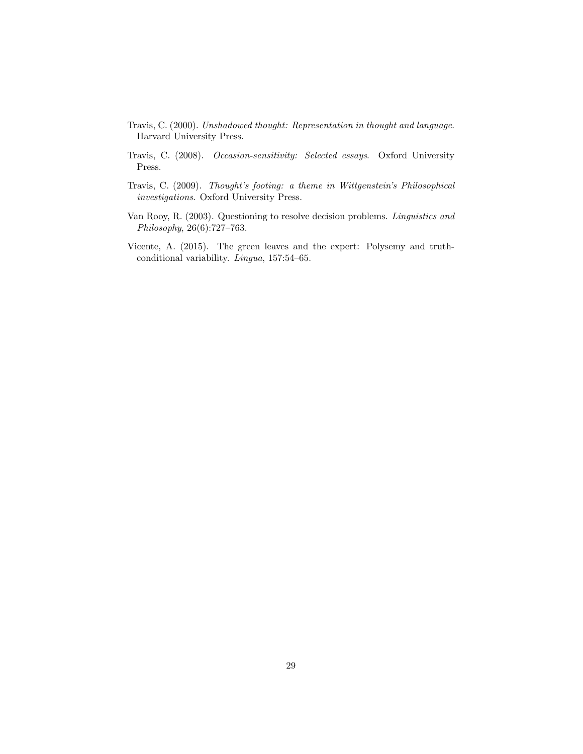Travis, C. (2000). *Unshadowed thought: Representation in thought and language*. Harvard University Press.

Travis, C. (2008). *Occasion-sensitivity: Selected essays*. Oxford University Press.

Travis, C. (2009). *Thought's footing: a theme in Wittgenstein's Philosophical investigations*. Oxford University Press.

Van Rooy, R. (2003). Questioning to resolve decision problems. *Linguistics and Philosophy*, 26(6):727–763.

Vicente, A. (2015). The green leaves and the expert: Polysemy and truth-conditional variability. *Lingua*, 157:54–65.